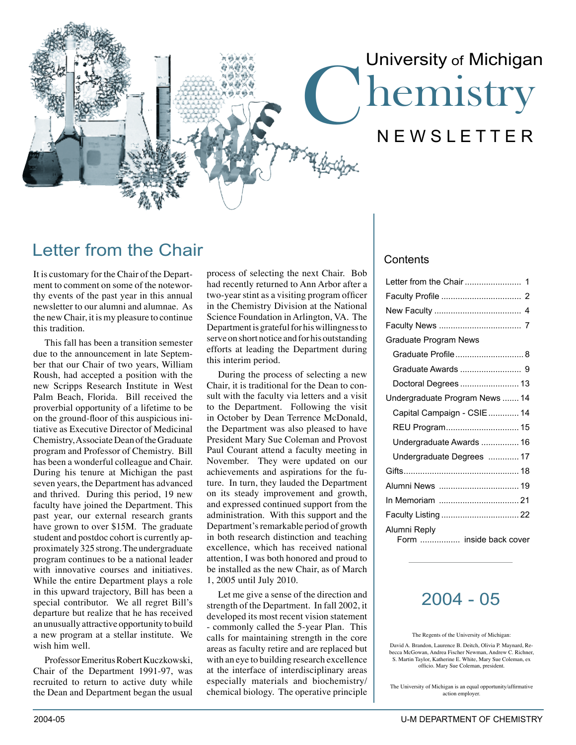# University of Michigan Chemistry NEWSLETTER

## Letter from the Chair

It is customary for the Chair of the Department to comment on some of the noteworthy events of the past year in this annual newsletter to our alumni and alumnae. As the new Chair, it is my pleasure to continue this tradition.

This fall has been a transition semester due to the announcement in late September that our Chair of two years, William Roush, had accepted a position with the new Scripps Research Institute in West Palm Beach, Florida. Bill received the proverbial opportunity of a lifetime to be on the ground-floor of this auspicious initiative as Executive Director of Medicinal Chemistry, Associate Dean of the Graduate program and Professor of Chemistry. Bill has been a wonderful colleague and Chair. During his tenure at Michigan the past seven years, the Department has advanced and thrived. During this period, 19 new faculty have joined the Department. This past year, our external research grants have grown to over $15M. The graduate student and postdoc cohort is currently approximately 325 strong. The undergraduate program continues to be a national leader with innovative courses and initiatives. While the entire Department plays a role in this upward trajectory, Bill has been a special contributor. We all regret Bill's departure but realize that he has received an unusually attractive opportunity to build a new program at a stellar institute. We wish him well.

Professor Emeritus Robert Kuczkowski, Chair of the Department 1991-97, was recruited to return to active duty while the Dean and Department began the usual process of selecting the next Chair. Bob had recently returned to Ann Arbor after a two-year stint as a visiting program officer in the Chemistry Division at the National Science Foundation in Arlington, VA. The Department is grateful for his willingness to serve on short notice and for his outstanding efforts at leading the Department during this interim period.

During the process of selecting a new Chair, it is traditional for the Dean to consult with the faculty via letters and a visit to the Department. Following the visit in October by Dean Terrence McDonald, the Department was also pleased to have President Mary Sue Coleman and Provost Paul Courant attend a faculty meeting in November. They were updated on our achievements and aspirations for the future. In turn, they lauded the Department on its steady improvement and growth, and expressed continued support from the administration. With this support and the Department's remarkable period of growth in both research distinction and teaching excellence, which has received national attention, I was both honored and proud to be installed as the new Chair, as of March 1, 2005 until July 2010.

Let me give a sense of the direction and strength of the Department. In fall 2002, it developed its most recent vision statement - commonly called the 5-year Plan. This calls for maintaining strength in the core areas as faculty retire and are replaced but with an eye to building research excellence at the interface of interdisciplinary areas especially materials and biochemistry/chemical biology. The operative principle

### Contents

| | |
|---|---|
| Letter from the Chair | 1 |
| Faculty Profile | 2 |
| New Faculty | 4 |
| Faculty News | 7 |
| Graduate Program News | |
| Graduate Profile | 8 |
| Graduate Awards | 9 |
| Doctoral Degrees | 13 |
| Undergraduate Program News | 14 |
| Capital Campaign - CSIE | 14 |
| REU Program | 15 |
| Undergraduate Awards | 16 |
| Undergraduate Degrees | 17 |
| Gifts | 18 |
| Alumni News | 19 |
| In Memoriam | 21 |
| Faculty Listing | 22 |
| Alumni Reply Form | inside back cover |

## 2004 - 05

The Regents of the University of Michigan:

David A. Brandon, Laurence B. Deitch, Olivia P. Maynard, Rebecca McGowan, Andrea Fischer Newman, Andrew C. Richner, S. Martin Taylor, Katherine E. White, Mary Sue Coleman, ex officio. Mary Sue Coleman, president.

The University of Michigan is an equal opportunity/affirmative action employer.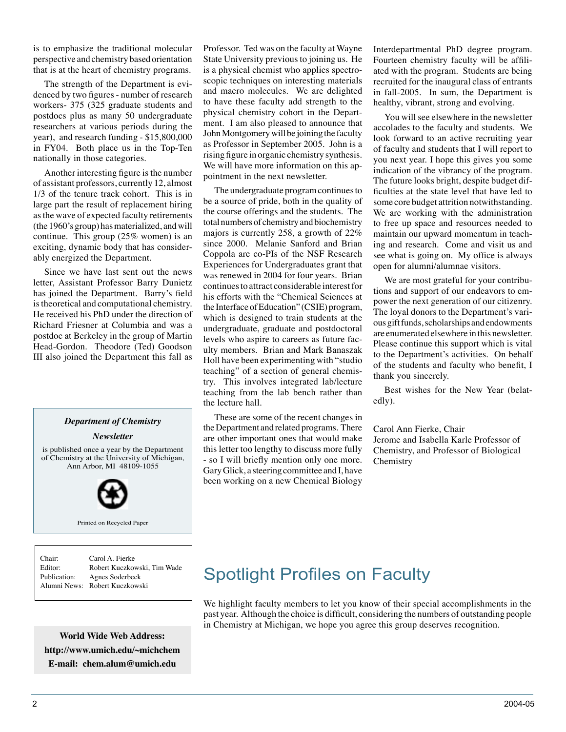is to emphasize the traditional molecular perspective and chemistry based orientation that is at the heart of chemistry programs.

The strength of the Department is evidenced by two figures - number of research workers- 375 (325 graduate students and postdocs plus as many 50 undergraduate researchers at various periods during the year), and research funding - $15,800,000 in FY04. Both place us in the Top-Ten nationally in those categories.

Another interesting figure is the number of assistant professors, currently 12, almost 1/3 of the tenure track cohort. This is in large part the result of replacement hiring as the wave of expected faculty retirements (the 1960's group) has materialized, and will continue. This group (25% women) is an exciting, dynamic body that has considerably energized the Department.

Since we have last sent out the news letter, Assistant Professor Barry Dunietz has joined the Department. Barry's field is theoretical and computational chemistry. He received his PhD under the direction of Richard Friesner at Columbia and was a postdoc at Berkeley in the group of Martin Head-Gordon. Theodore (Ted) Goodson III also joined the Department this fall as Professor. Ted was on the faculty at Wayne State University previous to joining us. He is a physical chemist who applies spectroscopic techniques on interesting materials and macro molecules. We are delighted to have these faculty add strength to the physical chemistry cohort in the Department. I am also pleased to announce that John Montgomery will be joining the faculty as Professor in September 2005. John is a rising figure in organic chemistry synthesis. We will have more information on this appointment in the next newsletter.

The undergraduate program continues to be a source of pride, both in the quality of the course offerings and the students. The total numbers of chemistry and biochemistry majors is currently 258, a growth of 22% since 2000. Melanie Sanford and Brian Coppola are co-PIs of the NSF Research Experiences for Undergraduates grant that was renewed in 2004 for four years. Brian continues to attract considerable interest for his efforts with the "Chemical Sciences at the Interface of Education" (CSIE) program, which is designed to train students at the undergraduate, graduate and postdoctoral levels who aspire to careers as future faculty members. Brian and Mark Banaszak Holl have been experimenting with "studio teaching" of a section of general chemistry. This involves integrated lab/lecture teaching from the lab bench rather than the lecture hall.

These are some of the recent changes in the Department and related programs. There are other important ones that would make this letter too lengthy to discuss more fully - so I will briefly mention only one more. Gary Glick, a steering committee and I, have been working on a new Chemical Biology Interdepartmental PhD degree program. Fourteen chemistry faculty will be affiliated with the program. Students are being recruited for the inaugural class of entrants in fall-2005. In sum, the Department is healthy, vibrant, strong and evolving.

You will see elsewhere in the newsletter accolades to the faculty and students. We look forward to an active recruiting year of faculty and students that I will report to you next year. I hope this gives you some indication of the vibrancy of the program. The future looks bright, despite budget difficulties at the state level that have led to some core budget attrition notwithstanding. We are working with the administration to free up space and resources needed to maintain our upward momentum in teaching and research. Come and visit us and see what is going on. My office is always open for alumni/alumnae visitors.

We are most grateful for your contributions and support of our endeavors to empower the next generation of our citizenry. The loyal donors to the Department's various gift funds, scholarships and endowments are enumerated elsewhere in this newsletter. Please continue this support which is vital to the Department's activities. On behalf of the students and faculty who benefit, I thank you sincerely.

Best wishes for the New Year (belatedly).

Carol Ann Fierke, Chair
Jerome and Isabella Karle Professor of Chemistry, and Professor of Biological Chemistry

***Department of Chemistry Newsletter***

is published once a year by the Department of Chemistry at the University of Michigan, Ann Arbor, MI 48109-1055

Printed on Recycled Paper

| | |
|---|---|
| Chair: | Carol A. Fierke |
| Editor: | Robert Kuczkowski, Tim Wade |
| Publication: | Agnes Soderbeck |
| Alumni News: | Robert Kuczkowski |

**World Wide Web Address:**
**http://www.umich.edu/~michchem**
**E-mail: chem.alum@umich.edu**

# Spotlight Profiles on Faculty

We highlight faculty members to let you know of their special accomplishments in the past year. Although the choice is difficult, considering the numbers of outstanding people in Chemistry at Michigan, we hope you agree this group deserves recognition.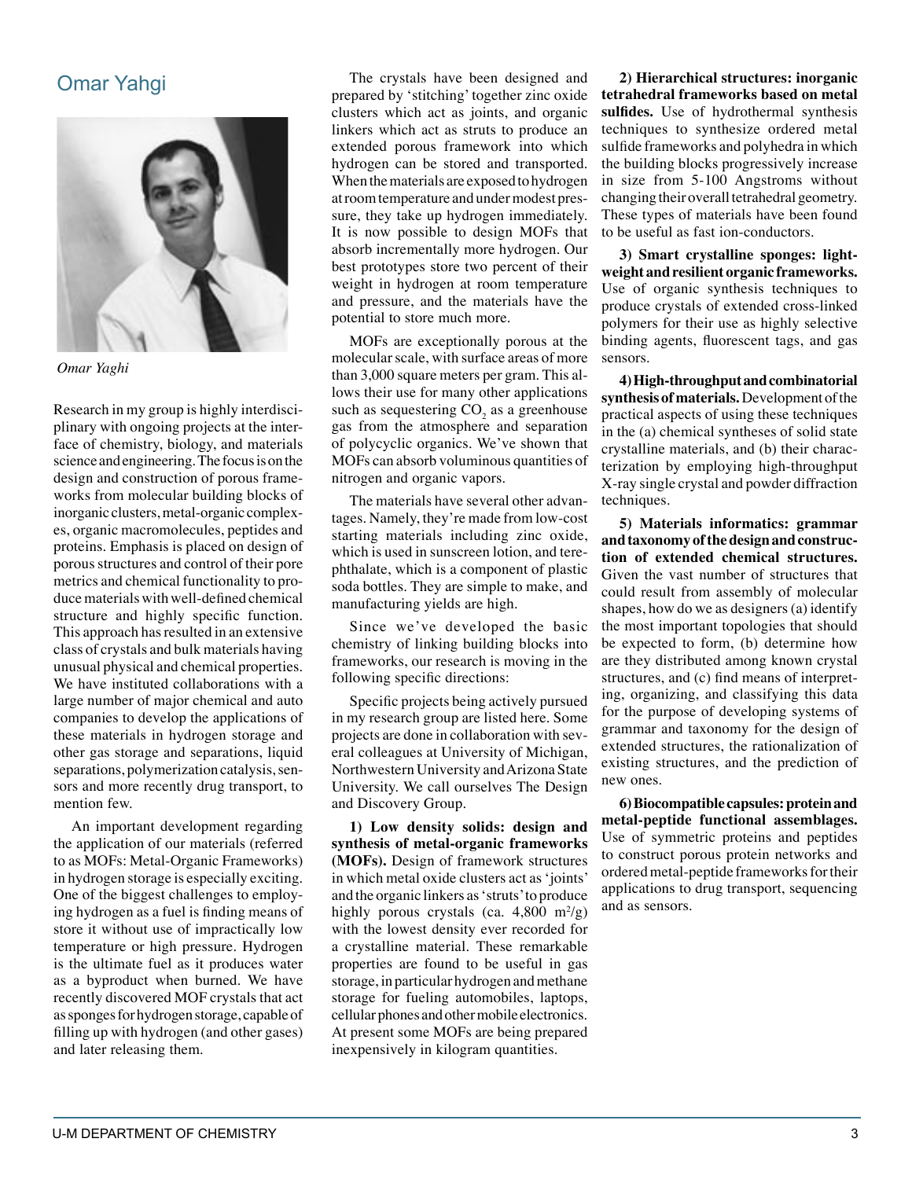# Omar Yahgi

*Omar Yaghi*

Research in my group is highly interdisciplinary with ongoing projects at the interface of chemistry, biology, and materials science and engineering. The focus is on the design and construction of porous frameworks from molecular building blocks of inorganic clusters, metal-organic complexes, organic macromolecules, peptides and proteins. Emphasis is placed on design of porous structures and control of their pore metrics and chemical functionality to produce materials with well-defined chemical structure and highly specific function. This approach has resulted in an extensive class of crystals and bulk materials having unusual physical and chemical properties. We have instituted collaborations with a large number of major chemical and auto companies to develop the applications of these materials in hydrogen storage and other gas storage and separations, liquid separations, polymerization catalysis, sensors and more recently drug transport, to mention few.

An important development regarding the application of our materials (referred to as MOFs: Metal-Organic Frameworks) in hydrogen storage is especially exciting. One of the biggest challenges to employing hydrogen as a fuel is finding means of store it without use of impractically low temperature or high pressure. Hydrogen is the ultimate fuel as it produces water as a byproduct when burned. We have recently discovered MOF crystals that act as sponges for hydrogen storage, capable of filling up with hydrogen (and other gases) and later releasing them.

The crystals have been designed and prepared by 'stitching' together zinc oxide clusters which act as joints, and organic linkers which act as struts to produce an extended porous framework into which hydrogen can be stored and transported. When the materials are exposed to hydrogen at room temperature and under modest pressure, they take up hydrogen immediately. It is now possible to design MOFs that absorb incrementally more hydrogen. Our best prototypes store two percent of their weight in hydrogen at room temperature and pressure, and the materials have the potential to store much more.

MOFs are exceptionally porous at the molecular scale, with surface areas of more than 3,000 square meters per gram. This allows their use for many other applications such as sequestering $CO_2$ as a greenhouse gas from the atmosphere and separation of polycyclic organics. We've shown that MOFs can absorb voluminous quantities of nitrogen and organic vapors.

The materials have several other advantages. Namely, they're made from low-cost starting materials including zinc oxide, which is used in sunscreen lotion, and terephthalate, which is a component of plastic soda bottles. They are simple to make, and manufacturing yields are high.

Since we've developed the basic chemistry of linking building blocks into frameworks, our research is moving in the following specific directions:

Specific projects being actively pursued in my research group are listed here. Some projects are done in collaboration with several colleagues at University of Michigan, Northwestern University and Arizona State University. We call ourselves The Design and Discovery Group.

**1) Low density solids: design and synthesis of metal-organic frameworks (MOFs).** Design of framework structures in which metal oxide clusters act as 'joints' and the organic linkers as 'struts' to produce highly porous crystals (ca. 4,800 $m^2/g$) with the lowest density ever recorded for a crystalline material. These remarkable properties are found to be useful in gas storage, in particular hydrogen and methane storage for fueling automobiles, laptops, cellular phones and other mobile electronics. At present some MOFs are being prepared inexpensively in kilogram quantities.

**2) Hierarchical structures: inorganic tetrahedral frameworks based on metal sulfides.** Use of hydrothermal synthesis techniques to synthesize ordered metal sulfide frameworks and polyhedra in which the building blocks progressively increase in size from 5-100 Angstroms without changing their overall tetrahedral geometry. These types of materials have been found to be useful as fast ion-conductors.

**3) Smart crystalline sponges: light-weight and resilient organic frameworks.** Use of organic synthesis techniques to produce crystals of extended cross-linked polymers for their use as highly selective binding agents, fluorescent tags, and gas sensors.

**4) High-throughput and combinatorial synthesis of materials.** Development of the practical aspects of using these techniques in the (a) chemical syntheses of solid state crystalline materials, and (b) their characterization by employing high-throughput X-ray single crystal and powder diffraction techniques.

**5) Materials informatics: grammar and taxonomy of the design and construction of extended chemical structures.** Given the vast number of structures that could result from assembly of molecular shapes, how do we as designers (a) identify the most important topologies that should be expected to form, (b) determine how are they distributed among known crystal structures, and (c) find means of interpreting, organizing, and classifying this data for the purpose of developing systems of grammar and taxonomy for the design of extended structures, the rationalization of existing structures, and the prediction of new ones.

**6) Biocompatible capsules: protein and metal-peptide functional assemblages.** Use of symmetric proteins and peptides to construct porous protein networks and ordered metal-peptide frameworks for their applications to drug transport, sequencing and as sensors.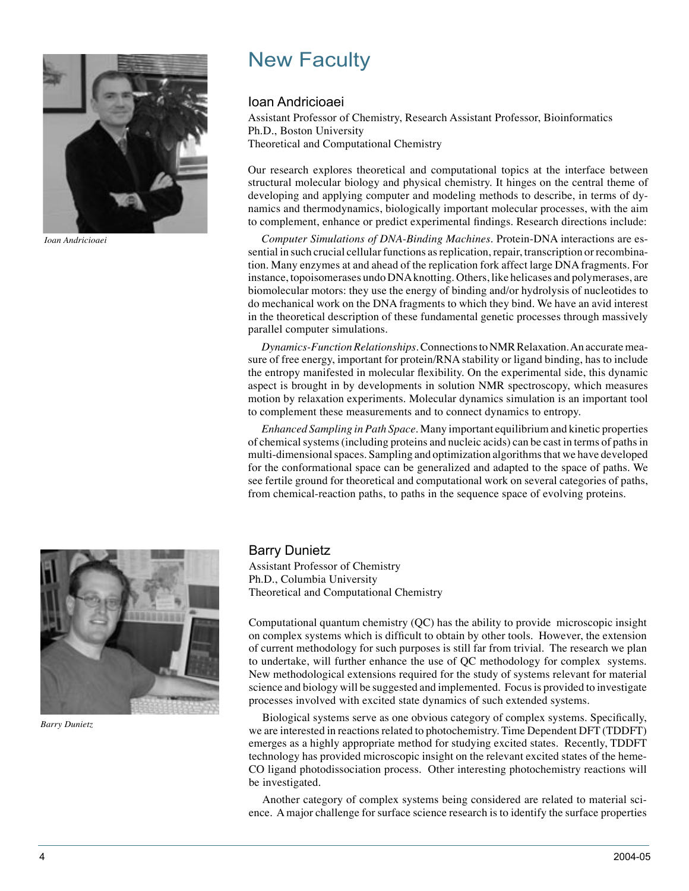# New Faculty

*Ioan Andricioaei*

## Ioan Andricioaei

Assistant Professor of Chemistry, Research Assistant Professor, Bioinformatics
Ph.D., Boston University
Theoretical and Computational Chemistry

Our research explores theoretical and computational topics at the interface between structural molecular biology and physical chemistry. It hinges on the central theme of developing and applying computer and modeling methods to describe, in terms of dynamics and thermodynamics, biologically important molecular processes, with the aim to complement, enhance or predict experimental findings. Research directions include:

*Computer Simulations of DNA-Binding Machines*. Protein-DNA interactions are essential in such crucial cellular functions as replication, repair, transcription or recombination. Many enzymes at and ahead of the replication fork affect large DNA fragments. For instance, topoisomerases undo DNA knotting. Others, like helicases and polymerases, are biomolecular motors: they use the energy of binding and/or hydrolysis of nucleotides to do mechanical work on the DNA fragments to which they bind. We have an avid interest in the theoretical description of these fundamental genetic processes through massively parallel computer simulations.

*Dynamics-Function Relationships*. Connections to NMR Relaxation. An accurate measure of free energy, important for protein/RNA stability or ligand binding, has to include the entropy manifested in molecular flexibility. On the experimental side, this dynamic aspect is brought in by developments in solution NMR spectroscopy, which measures motion by relaxation experiments. Molecular dynamics simulation is an important tool to complement these measurements and to connect dynamics to entropy.

*Enhanced Sampling in Path Space*. Many important equilibrium and kinetic properties of chemical systems (including proteins and nucleic acids) can be cast in terms of paths in multi-dimensional spaces. Sampling and optimization algorithms that we have developed for the conformational space can be generalized and adapted to the space of paths. We see fertile ground for theoretical and computational work on several categories of paths, from chemical-reaction paths, to paths in the sequence space of evolving proteins.

*Barry Dunietz*

## Barry Dunietz

Assistant Professor of Chemistry
Ph.D., Columbia University
Theoretical and Computational Chemistry

Computational quantum chemistry (QC) has the ability to provide microscopic insight on complex systems which is difficult to obtain by other tools. However, the extension of current methodology for such purposes is still far from trivial. The research we plan to undertake, will further enhance the use of QC methodology for complex systems. New methodological extensions required for the study of systems relevant for material science and biology will be suggested and implemented. Focus is provided to investigate processes involved with excited state dynamics of such extended systems.

Biological systems serve as one obvious category of complex systems. Specifically, we are interested in reactions related to photochemistry. Time Dependent DFT (TDDFT) emerges as a highly appropriate method for studying excited states. Recently, TDDFT technology has provided microscopic insight on the relevant excited states of the heme-CO ligand photodissociation process. Other interesting photochemistry reactions will be investigated.

Another category of complex systems being considered are related to material science. A major challenge for surface science research is to identify the surface properties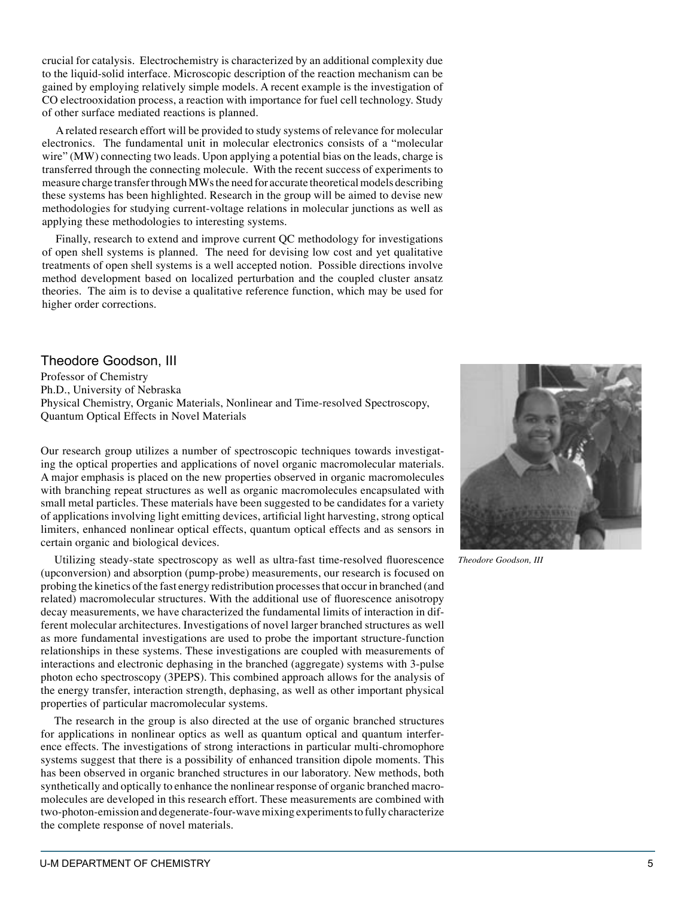crucial for catalysis. Electrochemistry is characterized by an additional complexity due to the liquid-solid interface. Microscopic description of the reaction mechanism can be gained by employing relatively simple models. A recent example is the investigation of CO electrooxidation process, a reaction with importance for fuel cell technology. Study of other surface mediated reactions is planned.

A related research effort will be provided to study systems of relevance for molecular electronics. The fundamental unit in molecular electronics consists of a "molecular wire" (MW) connecting two leads. Upon applying a potential bias on the leads, charge is transferred through the connecting molecule. With the recent success of experiments to measure charge transfer through MWs the need for accurate theoretical models describing these systems has been highlighted. Research in the group will be aimed to devise new methodologies for studying current-voltage relations in molecular junctions as well as applying these methodologies to interesting systems.

Finally, research to extend and improve current QC methodology for investigations of open shell systems is planned. The need for devising low cost and yet qualitative treatments of open shell systems is a well accepted notion. Possible directions involve method development based on localized perturbation and the coupled cluster ansatz theories. The aim is to devise a qualitative reference function, which may be used for higher order corrections.

## Theodore Goodson, III

Professor of Chemistry
Ph.D., University of Nebraska
Physical Chemistry, Organic Materials, Nonlinear and Time-resolved Spectroscopy, Quantum Optical Effects in Novel Materials

*Theodore Goodson, III*

Our research group utilizes a number of spectroscopic techniques towards investigating the optical properties and applications of novel organic macromolecular materials. A major emphasis is placed on the new properties observed in organic macromolecules with branching repeat structures as well as organic macromolecules encapsulated with small metal particles. These materials have been suggested to be candidates for a variety of applications involving light emitting devices, artificial light harvesting, strong optical limiters, enhanced nonlinear optical effects, quantum optical effects and as sensors in certain organic and biological devices.

Utilizing steady-state spectroscopy as well as ultra-fast time-resolved fluorescence (upconversion) and absorption (pump-probe) measurements, our research is focused on probing the kinetics of the fast energy redistribution processes that occur in branched (and related) macromolecular structures. With the additional use of fluorescence anisotropy decay measurements, we have characterized the fundamental limits of interaction in different molecular architectures. Investigations of novel larger branched structures as well as more fundamental investigations are used to probe the important structure-function relationships in these systems. These investigations are coupled with measurements of interactions and electronic dephasing in the branched (aggregate) systems with 3-pulse photon echo spectroscopy (3PEPS). This combined approach allows for the analysis of the energy transfer, interaction strength, dephasing, as well as other important physical properties of particular macromolecular systems.

The research in the group is also directed at the use of organic branched structures for applications in nonlinear optics as well as quantum optical and quantum interference effects. The investigations of strong interactions in particular multi-chromophore systems suggest that there is a possibility of enhanced transition dipole moments. This has been observed in organic branched structures in our laboratory. New methods, both synthetically and optically to enhance the nonlinear response of organic branched macromolecules are developed in this research effort. These measurements are combined with two-photon-emission and degenerate-four-wave mixing experiments to fully characterize the complete response of novel materials.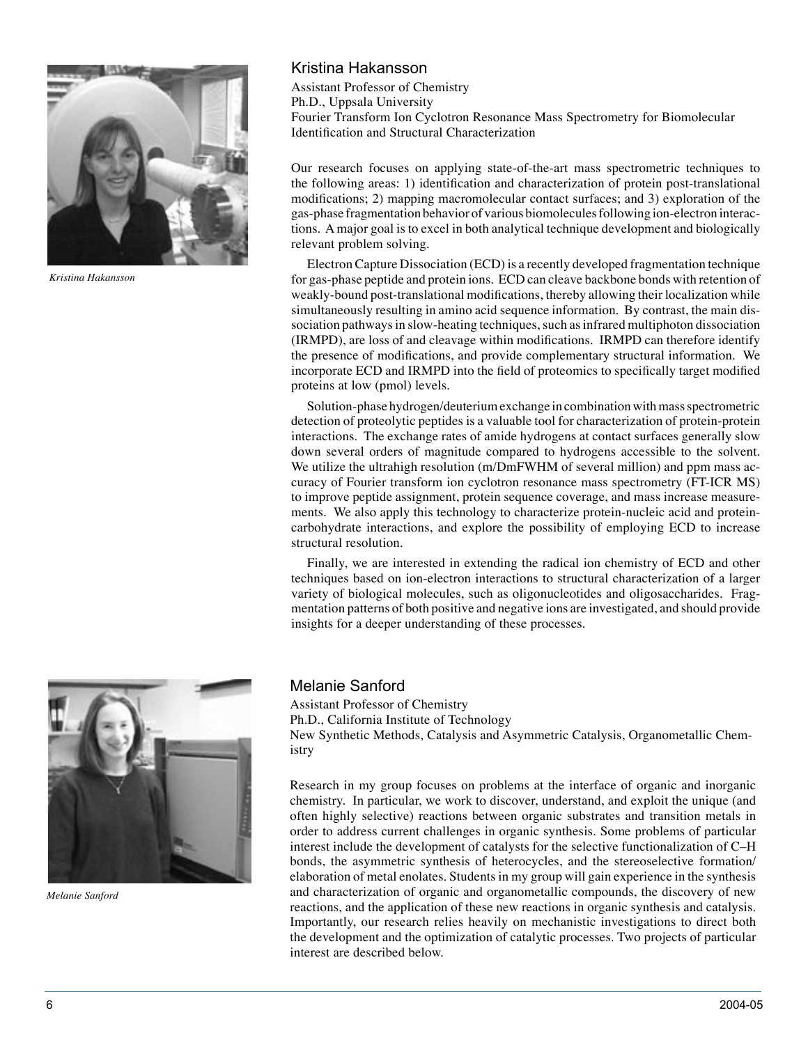*Kristina Hakansson*

## Kristina Hakansson

Assistant Professor of Chemistry
Ph.D., Uppsala University
Fourier Transform Ion Cyclotron Resonance Mass Spectrometry for Biomolecular Identification and Structural Characterization

Our research focuses on applying state-of-the-art mass spectrometric techniques to the following areas: 1) identification and characterization of protein post-translational modifications; 2) mapping macromolecular contact surfaces; and 3) exploration of the gas-phase fragmentation behavior of various biomolecules following ion-electron interactions. A major goal is to excel in both analytical technique development and biologically relevant problem solving.

Electron Capture Dissociation (ECD) is a recently developed fragmentation technique for gas-phase peptide and protein ions. ECD can cleave backbone bonds with retention of weakly-bound post-translational modifications, thereby allowing their localization while simultaneously resulting in amino acid sequence information. By contrast, the main dissociation pathways in slow-heating techniques, such as infrared multiphoton dissociation (IRMPD), are loss of and cleavage within modifications. IRMPD can therefore identify the presence of modifications, and provide complementary structural information. We incorporate ECD and IRMPD into the field of proteomics to specifically target modified proteins at low (pmol) levels.

Solution-phase hydrogen/deuterium exchange in combination with mass spectrometric detection of proteolytic peptides is a valuable tool for characterization of protein-protein interactions. The exchange rates of amide hydrogens at contact surfaces generally slow down several orders of magnitude compared to hydrogens accessible to the solvent. We utilize the ultrahigh resolution (m/DmFWHM of several million) and ppm mass accuracy of Fourier transform ion cyclotron resonance mass spectrometry (FT-ICR MS) to improve peptide assignment, protein sequence coverage, and mass increase measurements. We also apply this technology to characterize protein-nucleic acid and protein-carbohydrate interactions, and explore the possibility of employing ECD to increase structural resolution.

Finally, we are interested in extending the radical ion chemistry of ECD and other techniques based on ion-electron interactions to structural characterization of a larger variety of biological molecules, such as oligonucleotides and oligosaccharides. Fragmentation patterns of both positive and negative ions are investigated, and should provide insights for a deeper understanding of these processes.

*Melanie Sanford*

## Melanie Sanford

Assistant Professor of Chemistry
Ph.D., California Institute of Technology
New Synthetic Methods, Catalysis and Asymmetric Catalysis, Organometallic Chemistry

Research in my group focuses on problems at the interface of organic and inorganic chemistry. In particular, we work to discover, understand, and exploit the unique (and often highly selective) reactions between organic substrates and transition metals in order to address current challenges in organic synthesis. Some problems of particular interest include the development of catalysts for the selective functionalization of C–H bonds, the asymmetric synthesis of heterocycles, and the stereoselective formation/elaboration of metal enolates. Students in my group will gain experience in the synthesis and characterization of organic and organometallic compounds, the discovery of new reactions, and the application of these new reactions in organic synthesis and catalysis. Importantly, our research relies heavily on mechanistic investigations to direct both the development and the optimization of catalytic processes. Two projects of particular interest are described below.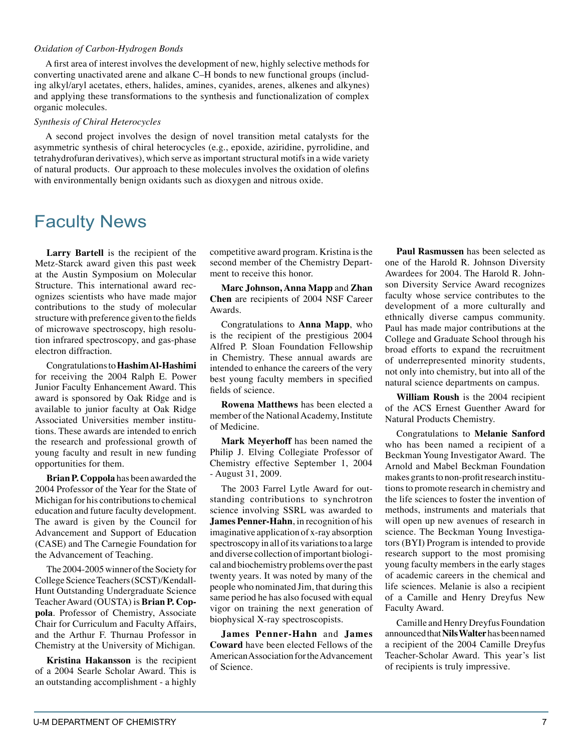*Oxidation of Carbon-Hydrogen Bonds*

A first area of interest involves the development of new, highly selective methods for converting unactivated arene and alkane C–H bonds to new functional groups (including alkyl/aryl acetates, ethers, halides, amines, cyanides, arenes, alkenes and alkynes) and applying these transformations to the synthesis and functionalization of complex organic molecules.

*Synthesis of Chiral Heterocycles*

A second project involves the design of novel transition metal catalysts for the asymmetric synthesis of chiral heterocycles (e.g., epoxide, aziridine, pyrrolidine, and tetrahydrofuran derivatives), which serve as important structural motifs in a wide variety of natural products. Our approach to these molecules involves the oxidation of olefins with environmentally benign oxidants such as dioxygen and nitrous oxide.

# Faculty News

**Larry Bartell** is the recipient of the Metz-Starck award given this past week at the Austin Symposium on Molecular Structure. This international award recognizes scientists who have made major contributions to the study of molecular structure with preference given to the fields of microwave spectroscopy, high resolution infrared spectroscopy, and gas-phase electron diffraction.

Congratulations to **Hashim Al-Hashimi** for receiving the 2004 Ralph E. Power Junior Faculty Enhancement Award. This award is sponsored by Oak Ridge and is available to junior faculty at Oak Ridge Associated Universities member institutions. These awards are intended to enrich the research and professional growth of young faculty and result in new funding opportunities for them.

**Brian P. Coppola** has been awarded the 2004 Professor of the Year for the State of Michigan for his contributions to chemical education and future faculty development. The award is given by the Council for Advancement and Support of Education (CASE) and The Carnegie Foundation for the Advancement of Teaching.

The 2004-2005 winner of the Society for College Science Teachers (SCST)/Kendall-Hunt Outstanding Undergraduate Science Teacher Award (OUSTA) is **Brian P. Coppola**. Professor of Chemistry, Associate Chair for Curriculum and Faculty Affairs, and the Arthur F. Thurnau Professor in Chemistry at the University of Michigan.

**Kristina Hakansson** is the recipient of a 2004 Searle Scholar Award. This is an outstanding accomplishment - a highly competitive award program. Kristina is the second member of the Chemistry Department to receive this honor.

**Marc Johnson, Anna Mapp** and **Zhan Chen** are recipients of 2004 NSF Career Awards.

Congratulations to **Anna Mapp**, who is the recipient of the prestigious 2004 Alfred P. Sloan Foundation Fellowship in Chemistry. These annual awards are intended to enhance the careers of the very best young faculty members in specified fields of science.

**Rowena Matthews** has been elected a member of the National Academy, Institute of Medicine.

**Mark Meyerhoff** has been named the Philip J. Elving Collegiate Professor of Chemistry effective September 1, 2004 - August 31, 2009.

The 2003 Farrel Lytle Award for outstanding contributions to synchrotron science involving SSRL was awarded to **James Penner-Hahn**, in recognition of his imaginative application of x-ray absorption spectroscopy in all of its variations to a large and diverse collection of important biological and biochemistry problems over the past twenty years. It was noted by many of the people who nominated Jim, that during this same period he has also focused with equal vigor on training the next generation of biophysical X-ray spectroscopists.

**James Penner-Hahn** and **James Coward** have been elected Fellows of the American Association for the Advancement of Science.

**Paul Rasmussen** has been selected as one of the Harold R. Johnson Diversity Awardees for 2004. The Harold R. Johnson Diversity Service Award recognizes faculty whose service contributes to the development of a more culturally and ethnically diverse campus community. Paul has made major contributions at the College and Graduate School through his broad efforts to expand the recruitment of underrepresented minority students, not only into chemistry, but into all of the natural science departments on campus.

**William Roush** is the 2004 recipient of the ACS Ernest Guenther Award for Natural Products Chemistry.

Congratulations to **Melanie Sanford** who has been named a recipient of a Beckman Young Investigator Award. The Arnold and Mabel Beckman Foundation makes grants to non-profit research institutions to promote research in chemistry and the life sciences to foster the invention of methods, instruments and materials that will open up new avenues of research in science. The Beckman Young Investigators (BYI) Program is intended to provide research support to the most promising young faculty members in the early stages of academic careers in the chemical and life sciences. Melanie is also a recipient of a Camille and Henry Dreyfus New Faculty Award.

Camille and Henry Dreyfus Foundation announced that **Nils Walter** has been named a recipient of the 2004 Camille Dreyfus Teacher-Scholar Award. This year's list of recipients is truly impressive.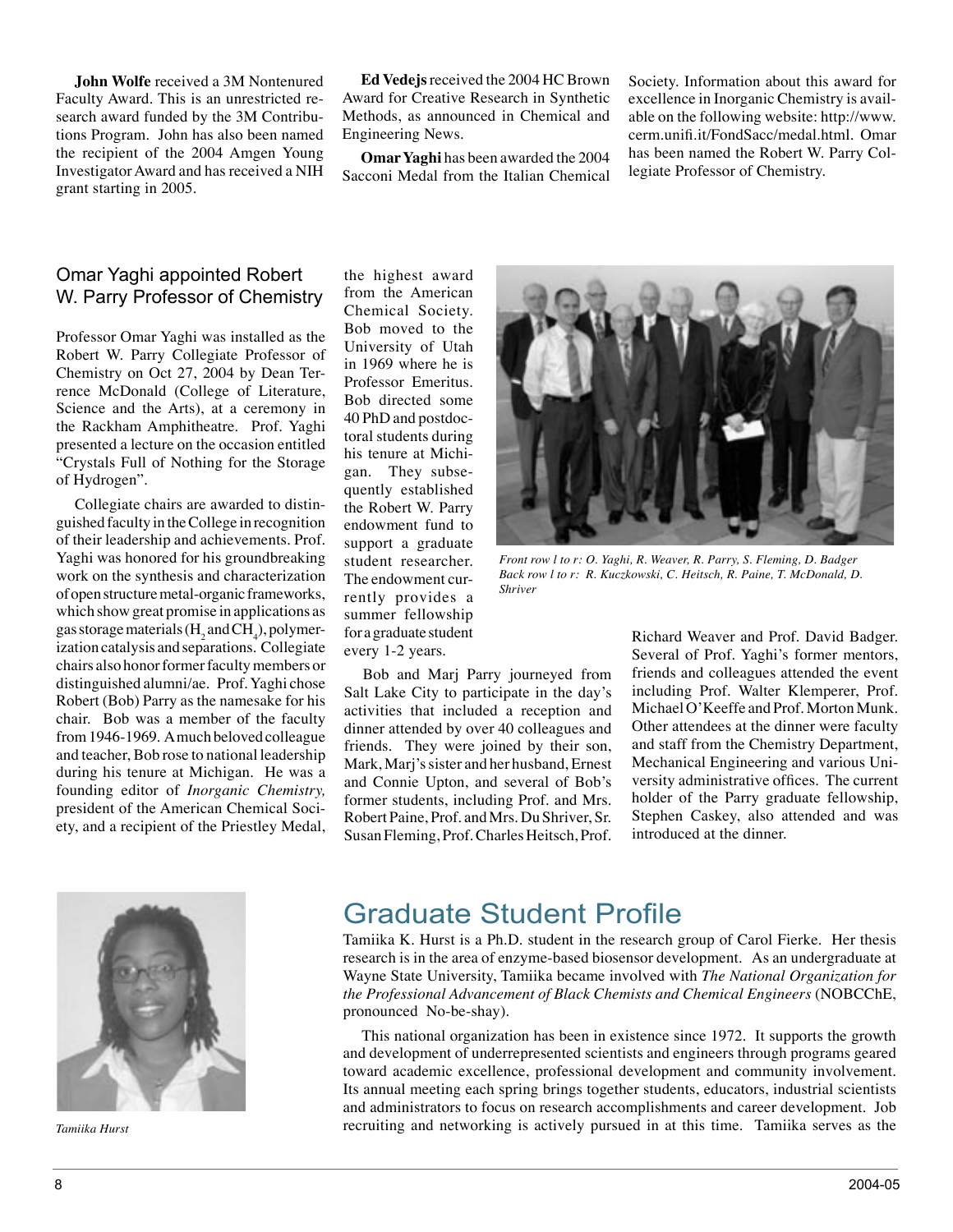**John Wolfe** received a 3M Nontenured Faculty Award. This is an unrestricted research award funded by the 3M Contributions Program. John has also been named the recipient of the 2004 Amgen Young Investigator Award and has received a NIH grant starting in 2005.

**Ed Vedejs** received the 2004 HC Brown Award for Creative Research in Synthetic Methods, as announced in Chemical and Engineering News.

**Omar Yaghi** has been awarded the 2004 Sacconi Medal from the Italian Chemical Society. Information about this award for excellence in Inorganic Chemistry is available on the following website: http://www.cerm.unifi.it/FondSacc/medal.html. Omar has been named the Robert W. Parry Collegiate Professor of Chemistry.

## Omar Yaghi appointed Robert W. Parry Professor of Chemistry

Professor Omar Yaghi was installed as the Robert W. Parry Collegiate Professor of Chemistry on Oct 27, 2004 by Dean Terrence McDonald (College of Literature, Science and the Arts), at a ceremony in the Rackham Amphitheatre. Prof. Yaghi presented a lecture on the occasion entitled "Crystals Full of Nothing for the Storage of Hydrogen".

Collegiate chairs are awarded to distinguished faculty in the College in recognition of their leadership and achievements. Prof. Yaghi was honored for his groundbreaking work on the synthesis and characterization of open structure metal-organic frameworks, which show great promise in applications as gas storage materials ($H_2$ and $CH_4$), polymerization catalysis and separations. Collegiate chairs also honor former faculty members or distinguished alumni/ae. Prof. Yaghi chose Robert (Bob) Parry as the namesake for his chair. Bob was a member of the faculty from 1946-1969. A much beloved colleague and teacher, Bob rose to national leadership during his tenure at Michigan. He was a founding editor of *Inorganic Chemistry,* president of the American Chemical Society, and a recipient of the Priestley Medal, the highest award from the American Chemical Society. Bob moved to the University of Utah in 1969 where he is Professor Emeritus. Bob directed some 40 PhD and postdoctoral students during his tenure at Michigan. They subsequently established the Robert W. Parry endowment fund to support a graduate student researcher. The endowment currently provides a summer fellowship for a graduate student every 1-2 years.

*Front row l to r: O. Yaghi, R. Weaver, R. Parry, S. Fleming, D. Badger*
*Back row l to r: R. Kuczkowski, C. Heitsch, R. Paine, T. McDonald, D. Shriver*

Bob and Marj Parry journeyed from Salt Lake City to participate in the day's activities that included a reception and dinner attended by over 40 colleagues and friends. They were joined by their son, Mark, Marj's sister and her husband, Ernest and Connie Upton, and several of Bob's former students, including Prof. and Mrs. Robert Paine, Prof. and Mrs. Du Shriver, Sr. Susan Fleming, Prof. Charles Heitsch, Prof. Richard Weaver and Prof. David Badger. Several of Prof. Yaghi's former mentors, friends and colleagues attended the event including Prof. Walter Klemperer, Prof. Michael O'Keeffe and Prof. Morton Munk. Other attendees at the dinner were faculty and staff from the Chemistry Department, Mechanical Engineering and various University administrative offices. The current holder of the Parry graduate fellowship, Stephen Caskey, also attended and was introduced at the dinner.

*Tamiika Hurst*

# Graduate Student Profile

Tamiika K. Hurst is a Ph.D. student in the research group of Carol Fierke. Her thesis research is in the area of enzyme-based biosensor development. As an undergraduate at Wayne State University, Tamiika became involved with *The National Organization for the Professional Advancement of Black Chemists and Chemical Engineers* (NOBCChE, pronounced No-be-shay).

This national organization has been in existence since 1972. It supports the growth and development of underrepresented scientists and engineers through programs geared toward academic excellence, professional development and community involvement. Its annual meeting each spring brings together students, educators, industrial scientists and administrators to focus on research accomplishments and career development. Job recruiting and networking is actively pursued in at this time. Tamiika serves as the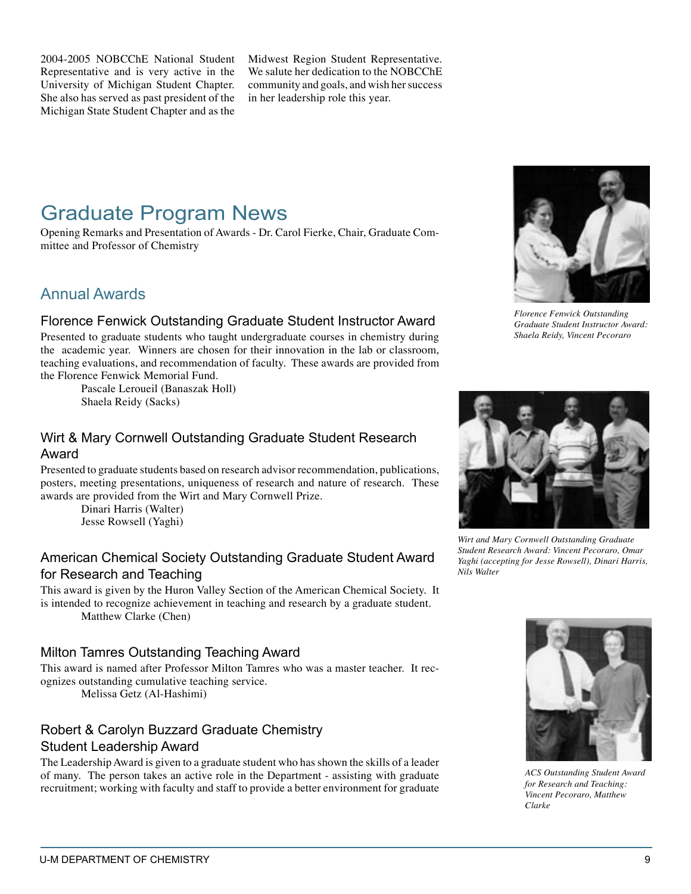2004-2005 NOBCChE National Student Representative and is very active in the University of Michigan Student Chapter. She also has served as past president of the Michigan State Student Chapter and as the Midwest Region Student Representative. We salute her dedication to the NOBCChE community and goals, and wish her success in her leadership role this year.

# Graduate Program News

Opening Remarks and Presentation of Awards - Dr. Carol Fierke, Chair, Graduate Committee and Professor of Chemistry

## Annual Awards

### Florence Fenwick Outstanding Graduate Student Instructor Award

Presented to graduate students who taught undergraduate courses in chemistry during the academic year. Winners are chosen for their innovation in the lab or classroom, teaching evaluations, and recommendation of faculty. These awards are provided from the Florence Fenwick Memorial Fund.

Pascale Leroueil (Banaszak Holl)
Shaela Reidy (Sacks)

*Florence Fenwick Outstanding Graduate Student Instructor Award: Shaela Reidy, Vincent Pecoraro*

### Wirt & Mary Cornwell Outstanding Graduate Student Research Award

Presented to graduate students based on research advisor recommendation, publications, posters, meeting presentations, uniqueness of research and nature of research. These awards are provided from the Wirt and Mary Cornwell Prize.

Dinari Harris (Walter)
Jesse Rowsell (Yaghi)

*Wirt and Mary Cornwell Outstanding Graduate Student Research Award: Vincent Pecoraro, Omar Yaghi (accepting for Jesse Rowsell), Dinari Harris, Nils Walter*

### American Chemical Society Outstanding Graduate Student Award for Research and Teaching

This award is given by the Huron Valley Section of the American Chemical Society. It is intended to recognize achievement in teaching and research by a graduate student.

Matthew Clarke (Chen)

*ACS Outstanding Student Award for Research and Teaching: Vincent Pecoraro, Matthew Clarke*

### Milton Tamres Outstanding Teaching Award

This award is named after Professor Milton Tamres who was a master teacher. It recognizes outstanding cumulative teaching service.

Melissa Getz (Al-Hashimi)

### Robert & Carolyn Buzzard Graduate Chemistry Student Leadership Award

The Leadership Award is given to a graduate student who has shown the skills of a leader of many. The person takes an active role in the Department - assisting with graduate recruitment; working with faculty and staff to provide a better environment for graduate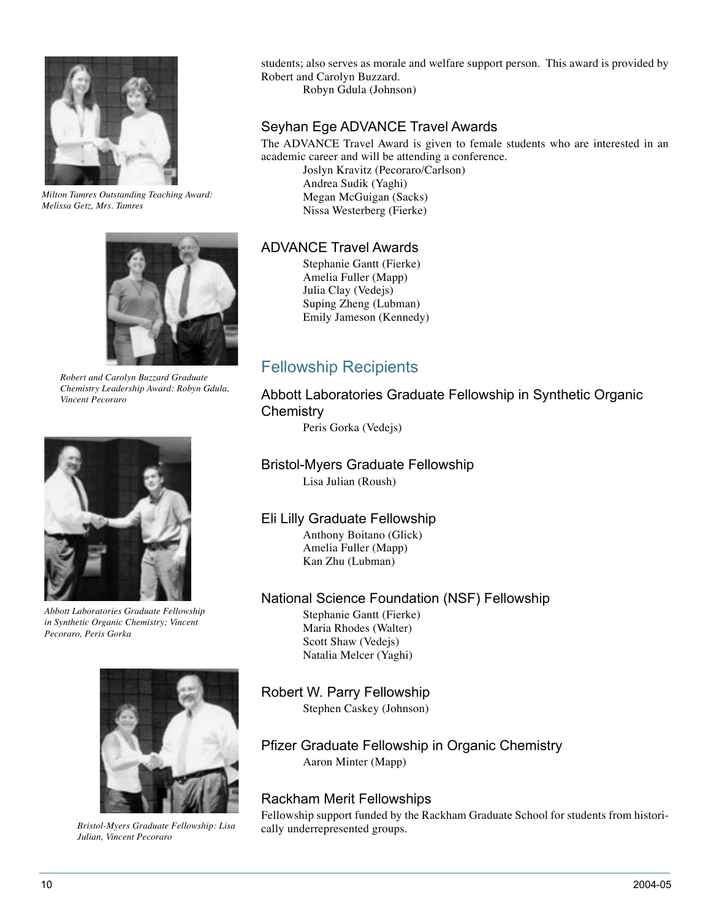*Milton Tamres Outstanding Teaching Award: Melissa Getz, Mrs. Tamres*

*Robert and Carolyn Buzzard Graduate Chemistry Leadership Award: Robyn Gdula, Vincent Pecoraro*

*Abbott Laboratories Graduate Fellowship in Synthetic Organic Chemistry; Vincent Pecoraro, Peris Gorka*

*Bristol-Myers Graduate Fellowship: Lisa Julian, Vincent Pecoraro*

students; also serves as morale and welfare support person. This award is provided by Robert and Carolyn Buzzard.

Robyn Gdula (Johnson)

### Seyhan Ege ADVANCE Travel Awards

The ADVANCE Travel Award is given to female students who are interested in an academic career and will be attending a conference.

Joslyn Kravitz (Pecoraro/Carlson)
Andrea Sudik (Yaghi)
Megan McGuigan (Sacks)
Nissa Westerberg (Fierke)

### ADVANCE Travel Awards

Stephanie Gantt (Fierke)
Amelia Fuller (Mapp)
Julia Clay (Vedejs)
Suping Zheng (Lubman)
Emily Jameson (Kennedy)

## Fellowship Recipients

### Abbott Laboratories Graduate Fellowship in Synthetic Organic Chemistry

Peris Gorka (Vedejs)

### Bristol-Myers Graduate Fellowship

Lisa Julian (Roush)

### Eli Lilly Graduate Fellowship

Anthony Boitano (Glick)
Amelia Fuller (Mapp)
Kan Zhu (Lubman)

### National Science Foundation (NSF) Fellowship

Stephanie Gantt (Fierke)
Maria Rhodes (Walter)
Scott Shaw (Vedejs)
Natalia Melcer (Yaghi)

### Robert W. Parry Fellowship

Stephen Caskey (Johnson)

### Pfizer Graduate Fellowship in Organic Chemistry

Aaron Minter (Mapp)

### Rackham Merit Fellowships

Fellowship support funded by the Rackham Graduate School for students from historically underrepresented groups.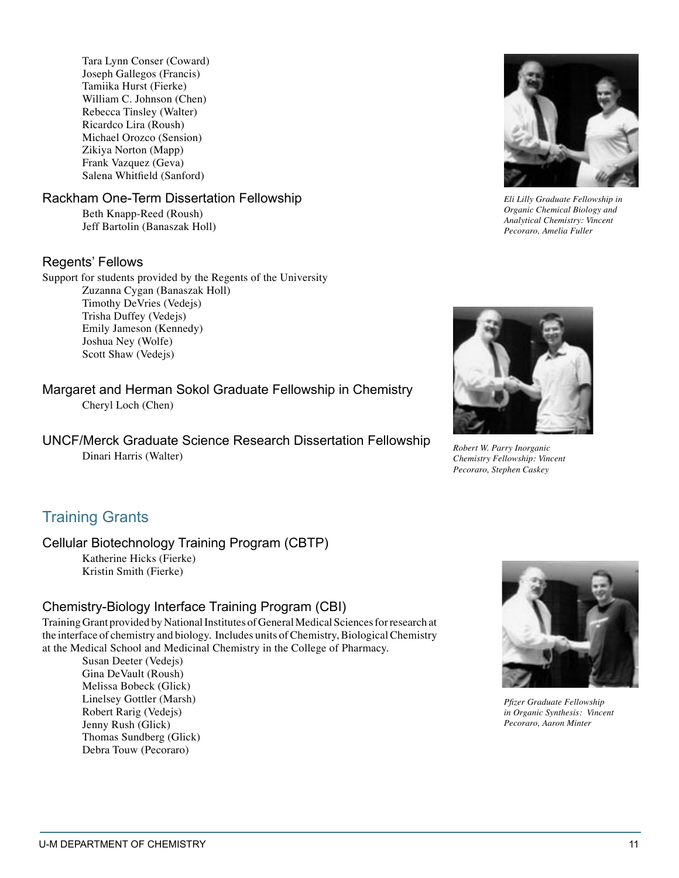Tara Lynn Conser (Coward)
Joseph Gallegos (Francis)
Tamiika Hurst (Fierke)
William C. Johnson (Chen)
Rebecca Tinsley (Walter)
Ricardco Lira (Roush)
Michael Orozco (Sension)
Zikiya Norton (Mapp)
Frank Vazquez (Geva)
Salena Whitfield (Sanford)

### Rackham One-Term Dissertation Fellowship

Beth Knapp-Reed (Roush)
Jeff Bartolin (Banaszak Holl)

### Regents' Fellows

Support for students provided by the Regents of the University

Zuzanna Cygan (Banaszak Holl)
Timothy DeVries (Vedejs)
Trisha Duffey (Vedejs)
Emily Jameson (Kennedy)
Joshua Ney (Wolfe)
Scott Shaw (Vedejs)

### Margaret and Herman Sokol Graduate Fellowship in Chemistry

Cheryl Loch (Chen)

### UNCF/Merck Graduate Science Research Dissertation Fellowship

Dinari Harris (Walter)

## Training Grants

### Cellular Biotechnology Training Program (CBTP)

Katherine Hicks (Fierke)
Kristin Smith (Fierke)

### Chemistry-Biology Interface Training Program (CBI)

Training Grant provided by National Institutes of General Medical Sciences for research at the interface of chemistry and biology. Includes units of Chemistry, Biological Chemistry at the Medical School and Medicinal Chemistry in the College of Pharmacy.

Susan Deeter (Vedejs)
Gina DeVault (Roush)
Melissa Bobeck (Glick)
Linelsey Gottler (Marsh)
Robert Rarig (Vedejs)
Jenny Rush (Glick)
Thomas Sundberg (Glick)
Debra Touw (Pecoraro)

*Eli Lilly Graduate Fellowship in Organic Chemical Biology and Analytical Chemistry: Vincent Pecoraro, Amelia Fuller*

*Robert W. Parry Inorganic Chemistry Fellowship: Vincent Pecoraro, Stephen Caskey*

*Pfizer Graduate Fellowship in Organic Synthesis: Vincent Pecoraro, Aaron Minter*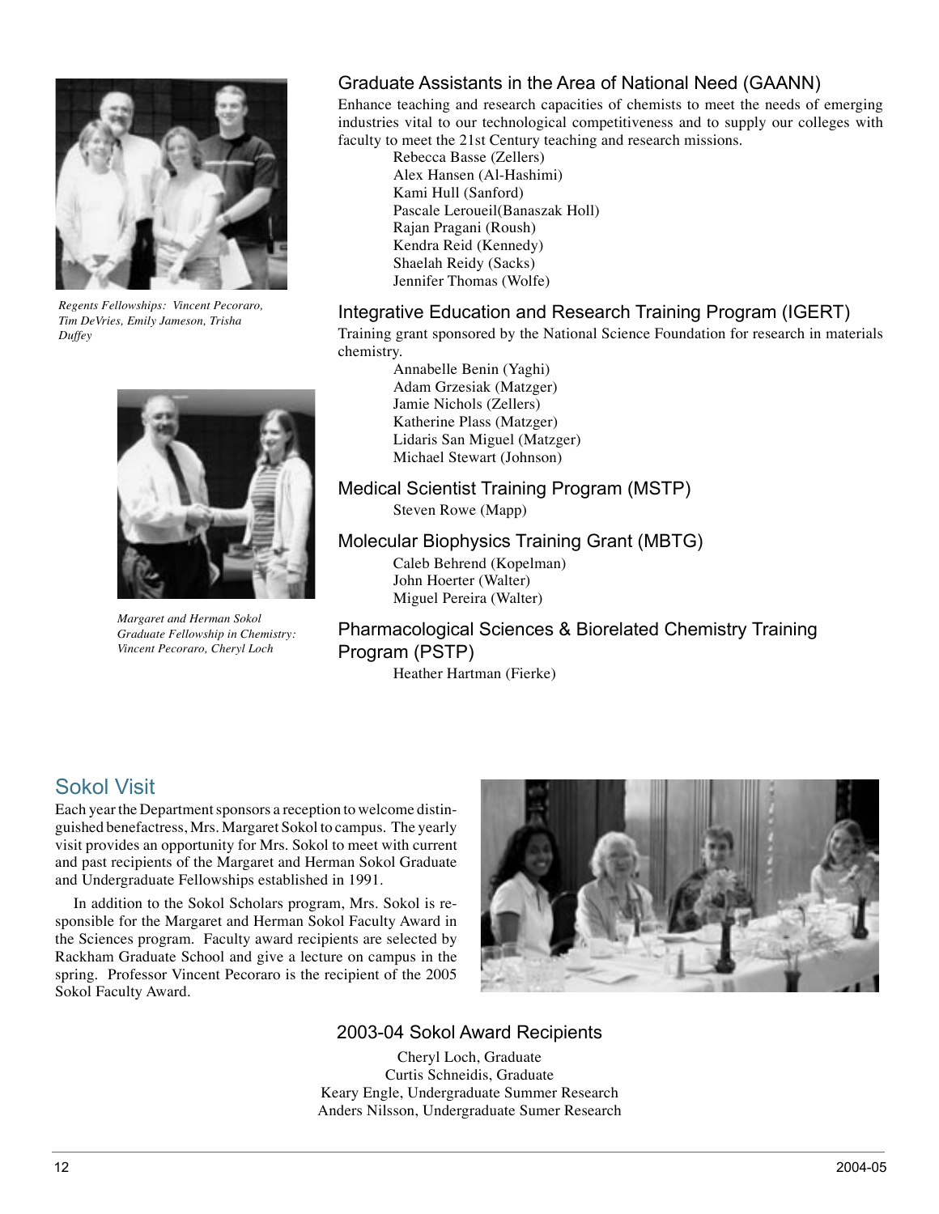*Regents Fellowships: Vincent Pecoraro, Tim DeVries, Emily Jameson, Trisha Duffey*

*Margaret and Herman Sokol Graduate Fellowship in Chemistry: Vincent Pecoraro, Cheryl Loch*

## Graduate Assistants in the Area of National Need (GAANN)

Enhance teaching and research capacities of chemists to meet the needs of emerging industries vital to our technological competitiveness and to supply our colleges with faculty to meet the 21st Century teaching and research missions.

Rebecca Basse (Zellers)
Alex Hansen (Al-Hashimi)
Kami Hull (Sanford)
Pascale Leroueil(Banaszak Holl)
Rajan Pragani (Roush)
Kendra Reid (Kennedy)
Shaelah Reidy (Sacks)
Jennifer Thomas (Wolfe)

## Integrative Education and Research Training Program (IGERT)

Training grant sponsored by the National Science Foundation for research in materials chemistry.

Annabelle Benin (Yaghi)
Adam Grzesiak (Matzger)
Jamie Nichols (Zellers)
Katherine Plass (Matzger)
Lidaris San Miguel (Matzger)
Michael Stewart (Johnson)

## Medical Scientist Training Program (MSTP)

Steven Rowe (Mapp)

## Molecular Biophysics Training Grant (MBTG)

Caleb Behrend (Kopelman)
John Hoerter (Walter)
Miguel Pereira (Walter)

## Pharmacological Sciences & Biorelated Chemistry Training Program (PSTP)

Heather Hartman (Fierke)

# Sokol Visit

Each year the Department sponsors a reception to welcome distinguished benefactress, Mrs. Margaret Sokol to campus. The yearly visit provides an opportunity for Mrs. Sokol to meet with current and past recipients of the Margaret and Herman Sokol Graduate and Undergraduate Fellowships established in 1991.

In addition to the Sokol Scholars program, Mrs. Sokol is responsible for the Margaret and Herman Sokol Faculty Award in the Sciences program. Faculty award recipients are selected by Rackham Graduate School and give a lecture on campus in the spring. Professor Vincent Pecoraro is the recipient of the 2005 Sokol Faculty Award.

## 2003-04 Sokol Award Recipients

Cheryl Loch, Graduate
Curtis Schneidis, Graduate
Keary Engle, Undergraduate Summer Research
Anders Nilsson, Undergraduate Sumer Research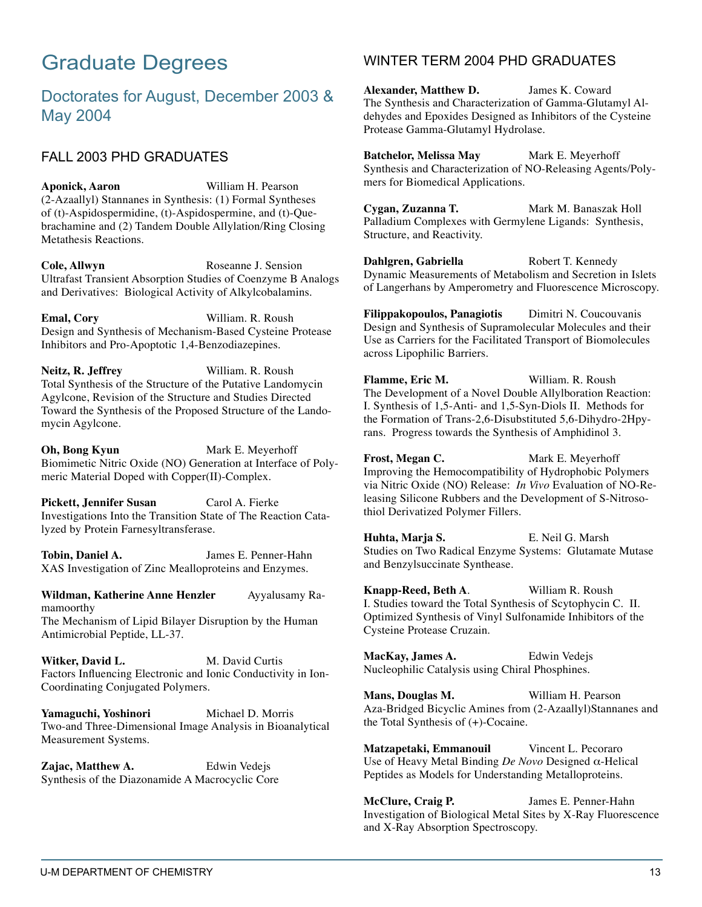# Graduate Degrees

## Doctorates for August, December 2003 & May 2004

### FALL 2003 PHD GRADUATES

**Aponick, Aaron** William H. Pearson
(2-Azaallyl) Stannanes in Synthesis: (1) Formal Syntheses of (t)-Aspidospermidine, (t)-Aspidospermine, and (t)-Quebrachamine and (2) Tandem Double Allylation/Ring Closing Metathesis Reactions.

**Cole, Allwyn** Roseanne J. Sension
Ultrafast Transient Absorption Studies of Coenzyme B Analogs and Derivatives: Biological Activity of Alkylcobalamins.

**Emal, Cory** William. R. Roush
Design and Synthesis of Mechanism-Based Cysteine Protease Inhibitors and Pro-Apoptotic 1,4-Benzodiazepines.

**Neitz, R. Jeffrey** William. R. Roush
Total Synthesis of the Structure of the Putative Landomycin Agylcone, Revision of the Structure and Studies Directed Toward the Synthesis of the Proposed Structure of the Landomycin Agylcone.

**Oh, Bong Kyun** Mark E. Meyerhoff
Biomimetic Nitric Oxide (NO) Generation at Interface of Polymeric Material Doped with Copper(II)-Complex.

**Pickett, Jennifer Susan** Carol A. Fierke
Investigations Into the Transition State of The Reaction Catalyzed by Protein Farnesyltransferase.

**Tobin, Daniel A.** James E. Penner-Hahn
XAS Investigation of Zinc Mealloproteins and Enzymes.

**Wildman, Katherine Anne Henzler** Ayyalusamy Ramamoorthy
The Mechanism of Lipid Bilayer Disruption by the Human Antimicrobial Peptide, LL-37.

**Witker, David L.** M. David Curtis
Factors Influencing Electronic and Ionic Conductivity in Ion-Coordinating Conjugated Polymers.

**Yamaguchi, Yoshinori** Michael D. Morris
Two-and Three-Dimensional Image Analysis in Bioanalytical Measurement Systems.

**Zajac, Matthew A.** Edwin Vedejs
Synthesis of the Diazonamide A Macrocyclic Core

### WINTER TERM 2004 PHD GRADUATES

**Alexander, Matthew D.** James K. Coward
The Synthesis and Characterization of Gamma-Glutamyl Aldehydes and Epoxides Designed as Inhibitors of the Cysteine Protease Gamma-Glutamyl Hydrolase.

**Batchelor, Melissa May** Mark E. Meyerhoff
Synthesis and Characterization of NO-Releasing Agents/Polymers for Biomedical Applications.

**Cygan, Zuzanna T.** Mark M. Banaszak Holl
Palladium Complexes with Germylene Ligands: Synthesis, Structure, and Reactivity.

**Dahlgren, Gabriella** Robert T. Kennedy
Dynamic Measurements of Metabolism and Secretion in Islets of Langerhans by Amperometry and Fluorescence Microscopy.

**Filippakopoulos, Panagiotis** Dimitri N. Coucouvanis
Design and Synthesis of Supramolecular Molecules and their Use as Carriers for the Facilitated Transport of Biomolecules across Lipophilic Barriers.

**Flamme, Eric M.** William. R. Roush
The Development of a Novel Double Allylboration Reaction: I. Synthesis of 1,5-Anti- and 1,5-Syn-Diols II. Methods for the Formation of Trans-2,6-Disubstituted 5,6-Dihydro-2Hpyrans. Progress towards the Synthesis of Amphidinol 3.

**Frost, Megan C.** Mark E. Meyerhoff
Improving the Hemocompatibility of Hydrophobic Polymers via Nitric Oxide (NO) Release: *In Vivo* Evaluation of NO-Releasing Silicone Rubbers and the Development of S-Nitrosothiol Derivatized Polymer Fillers.

**Huhta, Marja S.** E. Neil G. Marsh
Studies on Two Radical Enzyme Systems: Glutamate Mutase and Benzylsuccinate Synthease.

**Knapp-Reed, Beth A**. William R. Roush
I. Studies toward the Total Synthesis of Scytophycin C. II. Optimized Synthesis of Vinyl Sulfonamide Inhibitors of the Cysteine Protease Cruzain.

**MacKay, James A.** Edwin Vedejs
Nucleophilic Catalysis using Chiral Phosphines.

**Mans, Douglas M.** William H. Pearson
Aza-Bridged Bicyclic Amines from (2-Azaallyl)Stannanes and the Total Synthesis of (+)-Cocaine.

**Matzapetaki, Emmanouil** Vincent L. Pecoraro
Use of Heavy Metal Binding *De Novo* Designed $\alpha$-Helical Peptides as Models for Understanding Metalloproteins.

**McClure, Craig P.** James E. Penner-Hahn
Investigation of Biological Metal Sites by X-Ray Fluorescence and X-Ray Absorption Spectroscopy.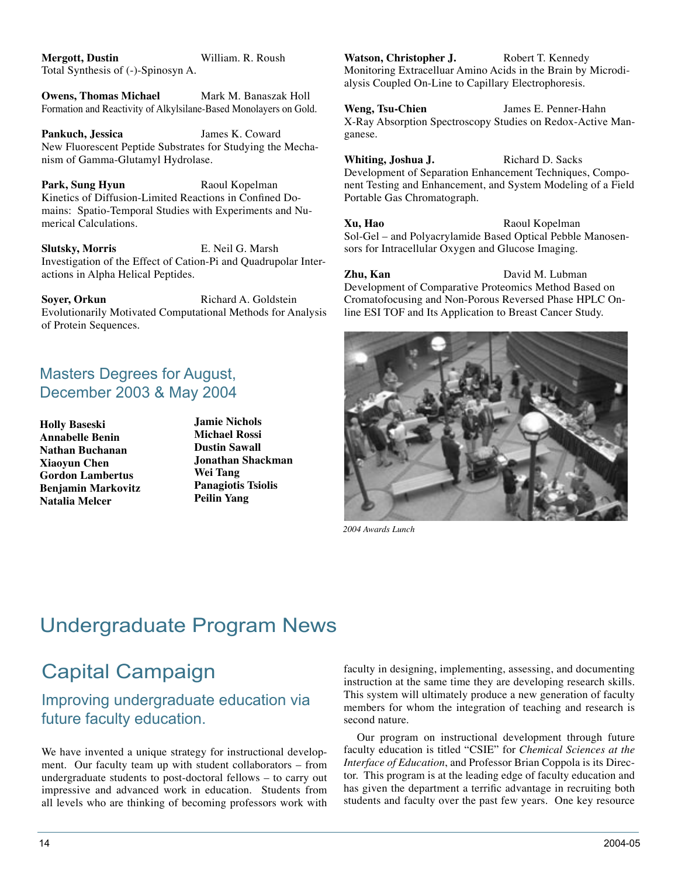**Mergott, Dustin** William. R. Roush
Total Synthesis of (-)-Spinosyn A.

**Owens, Thomas Michael** Mark M. Banaszak Holl
Formation and Reactivity of Alkylsilane-Based Monolayers on Gold.

**Pankuch, Jessica** James K. Coward
New Fluorescent Peptide Substrates for Studying the Mechanism of Gamma-Glutamyl Hydrolase.

**Park, Sung Hyun** Raoul Kopelman
Kinetics of Diffusion-Limited Reactions in Confined Domains: Spatio-Temporal Studies with Experiments and Numerical Calculations.

**Slutsky, Morris** E. Neil G. Marsh
Investigation of the Effect of Cation-Pi and Quadrupolar Interactions in Alpha Helical Peptides.

**Soyer, Orkun** Richard A. Goldstein
Evolutionarily Motivated Computational Methods for Analysis of Protein Sequences.

## Masters Degrees for August, December 2003 & May 2004

**Holly Baseski**
**Annabelle Benin**
**Nathan Buchanan**
**Xiaoyun Chen**
**Gordon Lambertus**
**Benjamin Markovitz**
**Natalia Melcer**
**Jamie Nichols**
**Michael Rossi**
**Dustin Sawall**
**Jonathan Shackman**
**Wei Tang**
**Panagiotis Tsiolis**
**Peilin Yang**

**Watson, Christopher J.** Robert T. Kennedy
Monitoring Extracelluar Amino Acids in the Brain by Microdialysis Coupled On-Line to Capillary Electrophoresis.

**Weng, Tsu-Chien** James E. Penner-Hahn
X-Ray Absorption Spectroscopy Studies on Redox-Active Manganese.

**Whiting, Joshua J.** Richard D. Sacks
Development of Separation Enhancement Techniques, Component Testing and Enhancement, and System Modeling of a Field Portable Gas Chromatograph.

**Xu, Hao** Raoul Kopelman
Sol-Gel – and Polyacrylamide Based Optical Pebble Manosensors for Intracellular Oxygen and Glucose Imaging.

**Zhu, Kan** David M. Lubman
Development of Comparative Proteomics Method Based on Cromatofocusing and Non-Porous Reversed Phase HPLC Online ESI TOF and Its Application to Breast Cancer Study.

*2004 Awards Lunch*

# Undergraduate Program News

## Capital Campaign

### Improving undergraduate education via future faculty education.

We have invented a unique strategy for instructional development. Our faculty team up with student collaborators – from undergraduate students to post-doctoral fellows – to carry out impressive and advanced work in education. Students from all levels who are thinking of becoming professors work with faculty in designing, implementing, assessing, and documenting instruction at the same time they are developing research skills. This system will ultimately produce a new generation of faculty members for whom the integration of teaching and research is second nature.

Our program on instructional development through future faculty education is titled "CSIE" for *Chemical Sciences at the Interface of Education*, and Professor Brian Coppola is its Director. This program is at the leading edge of faculty education and has given the department a terrific advantage in recruiting both students and faculty over the past few years. One key resource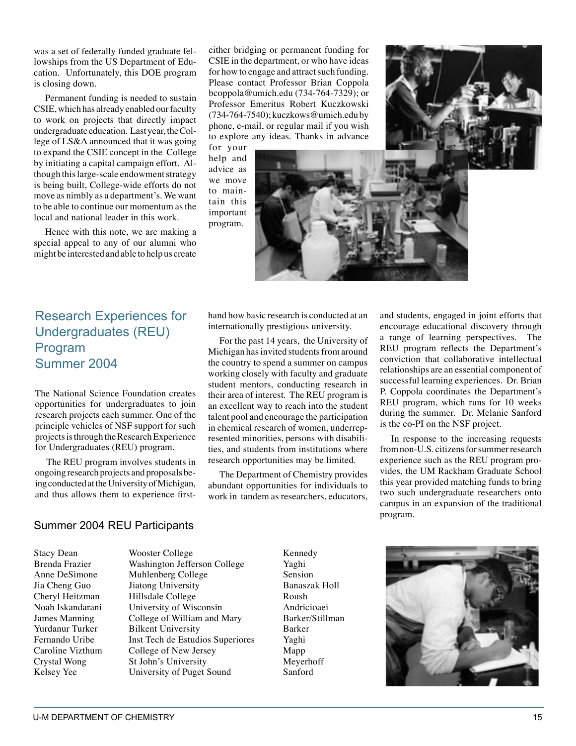was a set of federally funded graduate fellowships from the US Department of Education. Unfortunately, this DOE program is closing down.

Permanent funding is needed to sustain CSIE, which has already enabled our faculty to work on projects that directly impact undergraduate education. Last year, the College of LS&A announced that it was going to expand the CSIE concept in the College by initiating a capital campaign effort. Although this large-scale endowment strategy is being built, College-wide efforts do not move as nimbly as a department's. We want to be able to continue our momentum as the local and national leader in this work.

Hence with this note, we are making a special appeal to any of our alumni who might be interested and able to help us create either bridging or permanent funding for CSIE in the department, or who have ideas for how to engage and attract such funding. Please contact Professor Brian Coppola bcoppola@umich.edu (734-764-7329); or Professor Emeritus Robert Kuczkowski (734-764-7540); kuczkows@umich.edu by phone, e-mail, or regular mail if you wish to explore any ideas. Thanks in advance for your help and advice as we move to maintain this important program.

## Research Experiences for Undergraduates (REU) Program Summer 2004

The National Science Foundation creates opportunities for undergraduates to join research projects each summer. One of the principle vehicles of NSF support for such projects is through the Research Experience for Undergraduates (REU) program.

The REU program involves students in ongoing research projects and proposals being conducted at the University of Michigan, and thus allows them to experience first-hand how basic research is conducted at an internationally prestigious university.

For the past 14 years, the University of Michigan has invited students from around the country to spend a summer on campus working closely with faculty and graduate student mentors, conducting research in their area of interest. The REU program is an excellent way to reach into the student talent pool and encourage the participation in chemical research of women, underrepresented minorities, persons with disabilities, and students from institutions where research opportunities may be limited.

The Department of Chemistry provides abundant opportunities for individuals to work in tandem as researchers, educators, and students, engaged in joint efforts that encourage educational discovery through a range of learning perspectives. The REU program reflects the Department's conviction that collaborative intellectual relationships are an essential component of successful learning experiences. Dr. Brian P. Coppola coordinates the Department's REU program, which runs for 10 weeks during the summer. Dr. Melanie Sanford is the co-PI on the NSF project.

In response to the increasing requests from non-U.S. citizens for summer research experience such as the REU program provides, the UM Rackham Graduate School this year provided matching funds to bring two such undergraduate researchers onto campus in an expansion of the traditional program.

### Summer 2004 REU Participants

| | | |
|---|---|---|
| Stacy Dean | Wooster College | Kennedy |
| Brenda Frazier | Washington Jefferson College | Yaghi |
| Anne DeSimone | Muhlenberg College | Sension |
| Jia Cheng Guo | Jiatong University | Banaszak Holl |
| Cheryl Heitzman | Hillsdale College | Roush |
| Noah Iskandarani | University of Wisconsin | Andricioaei |
| James Manning | College of William and Mary | Barker/Stillman |
| Yurdanur Turker | Bilkent University | Barker |
| Fernando Uribe | Inst Tech de Estudios Superiores | Yaghi |
| Caroline Vizthum | College of New Jersey | Mapp |
| Crystal Wong | St John's University | Meyerhoff |
| Kelsey Yee | University of Puget Sound | Sanford |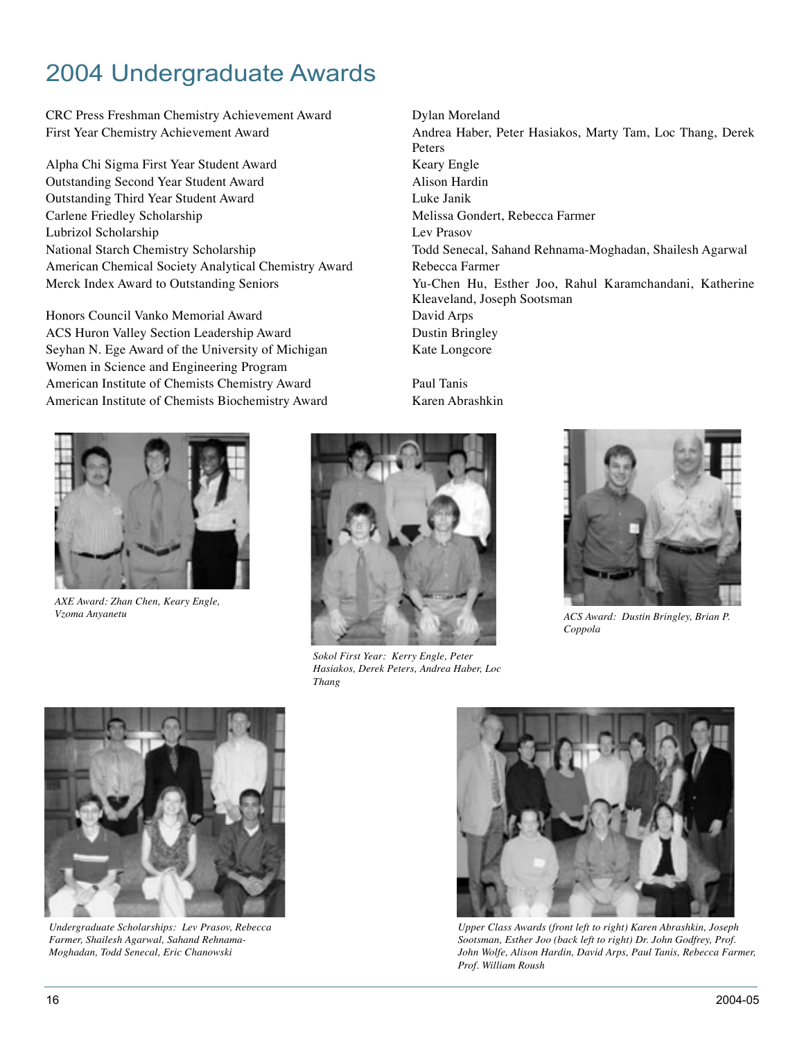# 2004 Undergraduate Awards

| Award | Recipient(s) |
| --- | --- |
| CRC Press Freshman Chemistry Achievement Award | Dylan Moreland |
| First Year Chemistry Achievement Award | Andrea Haber, Peter Hasiakos, Marty Tam, Loc Thang, Derek Peters |
| Alpha Chi Sigma First Year Student Award | Keary Engle |
| Outstanding Second Year Student Award | Alison Hardin |
| Outstanding Third Year Student Award | Luke Janik |
| Carlene Friedley Scholarship | Melissa Gondert, Rebecca Farmer |
| Lubrizol Scholarship | Lev Prasov |
| National Starch Chemistry Scholarship | Todd Senecal, Sahand Rehnama-Moghadan, Shailesh Agarwal |
| American Chemical Society Analytical Chemistry Award | Rebecca Farmer |
| Merck Index Award to Outstanding Seniors | Yu-Chen Hu, Esther Joo, Rahul Karamchandani, Katherine Kleaveland, Joseph Sootsman |
| Honors Council Vanko Memorial Award | David Arps |
| ACS Huron Valley Section Leadership Award | Dustin Bringley |
| Seyhan N. Ege Award of the University of Michigan Women in Science and Engineering Program | Kate Longcore |
| American Institute of Chemists Chemistry Award | Paul Tanis |
| American Institute of Chemists Biochemistry Award | Karen Abrashkin |

*AXE Award: Zhan Chen, Keary Engle, Vzoma Anyanetu*

*Sokol First Year: Kerry Engle, Peter Hasiakos, Derek Peters, Andrea Haber, Loc Thang*

*ACS Award: Dustin Bringley, Brian P. Coppola*

*Undergraduate Scholarships: Lev Prasov, Rebecca Farmer, Shailesh Agarwal, Sahand Rehnama-Moghadan, Todd Senecal, Eric Chanowski*

*Upper Class Awards (front left to right) Karen Abrashkin, Joseph Sootsman, Esther Joo (back left to right) Dr. John Godfrey, Prof. John Wolfe, Alison Hardin, David Arps, Paul Tanis, Rebecca Farmer, Prof. William Roush*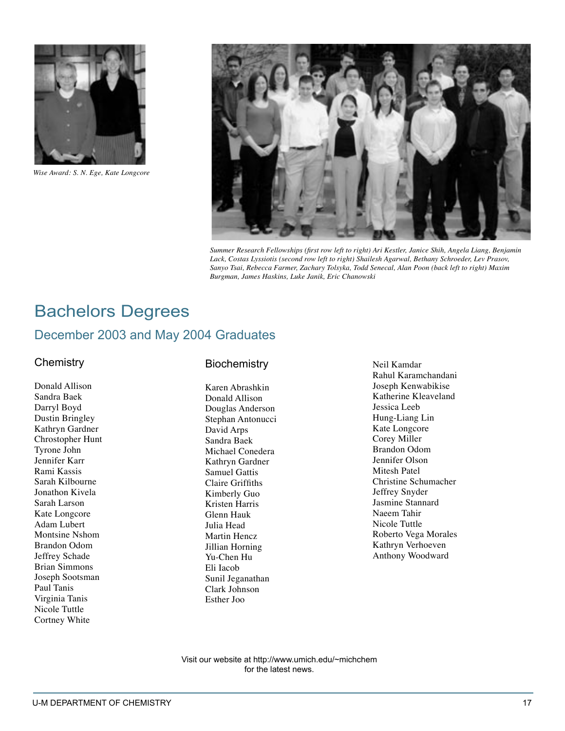*Wise Award: S. N. Ege, Kate Longcore*

*Summer Research Fellowships (first row left to right) Ari Kestler, Janice Shih, Angela Liang, Benjamin Lack, Costas Lyssiotis (second row left to right) Shailesh Agarwal, Bethany Schroeder, Lev Prasov, Sanyo Tsai, Rebecca Farmer, Zachary Tolsyka, Todd Senecal, Alan Poon (back left to right) Maxim Burgman, James Haskins, Luke Janik, Eric Chanowski*

# Bachelors Degrees

## December 2003 and May 2004 Graduates

### Chemistry

Donald Allison
Sandra Baek
Darryl Boyd
Dustin Bringley
Kathryn Gardner
Chrostopher Hunt
Tyrone John
Jennifer Karr
Rami Kassis
Sarah Kilbourne
Jonathon Kivela
Sarah Larson
Kate Longcore
Adam Lubert
Montsine Nshom
Brandon Odom
Jeffrey Schade
Brian Simmons
Joseph Sootsman
Paul Tanis
Virginia Tanis
Nicole Tuttle
Cortney White

### Biochemistry

Karen Abrashkin
Donald Allison
Douglas Anderson
Stephan Antonucci
David Arps
Sandra Baek
Michael Conedera
Kathryn Gardner
Samuel Gattis
Claire Griffiths
Kimberly Guo
Kristen Harris
Glenn Hauk
Julia Head
Martin Hencz
Jillian Horning
Yu-Chen Hu
Eli Iacob
Sunil Jeganathan
Clark Johnson
Esther Joo
Neil Kamdar
Rahul Karamchandani
Joseph Kenwabikise
Katherine Kleaveland
Jessica Leeb
Hung-Liang Lin
Kate Longcore
Corey Miller
Brandon Odom
Jennifer Olson
Mitesh Patel
Christine Schumacher
Jeffrey Snyder
Jasmine Stannard
Naeem Tahir
Nicole Tuttle
Roberto Vega Morales
Kathryn Verhoeven
Anthony Woodward

Visit our website at http://www.umich.edu/~michchem for the latest news.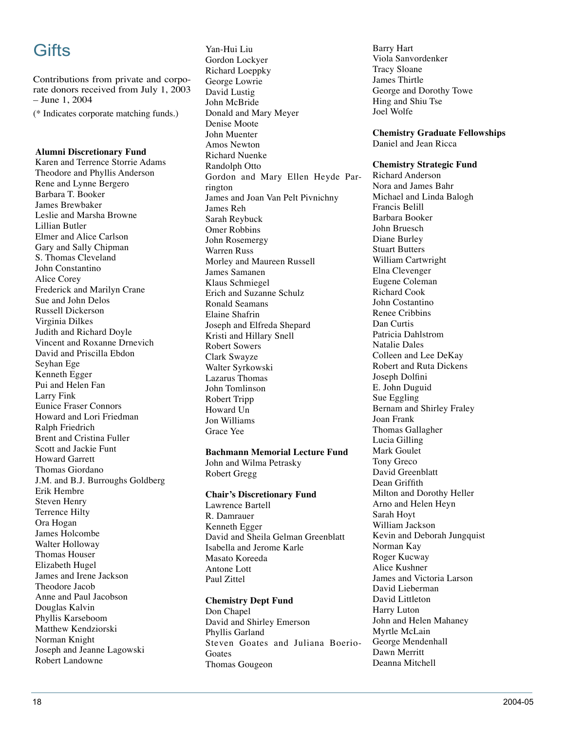# Gifts

Contributions from private and corporate donors received from July 1, 2003 – June 1, 2004

(* Indicates corporate matching funds.)

**Alumni Discretionary Fund**

Karen and Terrence Storrie Adams
Theodore and Phyllis Anderson
Rene and Lynne Bergero
Barbara T. Booker
James Brewbaker
Leslie and Marsha Browne
Lillian Butler
Elmer and Alice Carlson
Gary and Sally Chipman
S. Thomas Cleveland
John Constantino
Alice Corey
Frederick and Marilyn Crane
Sue and John Delos
Russell Dickerson
Virginia Dilkes
Judith and Richard Doyle
Vincent and Roxanne Drnevich
David and Priscilla Ebdon
Seyhan Ege
Kenneth Egger
Pui and Helen Fan
Larry Fink
Eunice Fraser Connors
Howard and Lori Friedman
Ralph Friedrich
Brent and Cristina Fuller
Scott and Jackie Funt
Howard Garrett
Thomas Giordano
J.M. and B.J. Burroughs Goldberg
Erik Hembre
Steven Henry
Terrence Hilty
Ora Hogan
James Holcombe
Walter Holloway
Thomas Houser
Elizabeth Hugel
James and Irene Jackson
Theodore Jacob
Anne and Paul Jacobson
Douglas Kalvin
Phyllis Karseboom
Matthew Kendziorski
Norman Knight
Joseph and Jeanne Lagowski
Robert Landowne
Yan-Hui Liu
Gordon Lockyer
Richard Loeppky
George Lowrie
David Lustig
John McBride
Donald and Mary Meyer
Denise Moote
John Muenter
Amos Newton
Richard Nuenke
Randolph Otto
Gordon and Mary Ellen Heyde Parrington
James and Joan Van Pelt Pivnichny
James Reh
Sarah Reybuck
Omer Robbins
John Rosemergy
Warren Russ
Morley and Maureen Russell
James Samanen
Klaus Schmiegel
Erich and Suzanne Schulz
Ronald Seamans
Elaine Shafrin
Joseph and Elfreda Shepard
Kristi and Hillary Snell
Robert Sowers
Clark Swayze
Walter Syrkowski
Lazarus Thomas
John Tomlinson
Robert Tripp
Howard Un
Jon Williams
Grace Yee

**Bachmann Memorial Lecture Fund**

John and Wilma Petrasky
Robert Gregg

**Chair's Discretionary Fund**

Lawrence Bartell
R. Damrauer
Kenneth Egger
David and Sheila Gelman Greenblatt
Isabella and Jerome Karle
Masato Koreeda
Antone Lott
Paul Zittel

**Chemistry Dept Fund**

Don Chapel
David and Shirley Emerson
Phyllis Garland
Steven Goates and Juliana Boerio-Goates
Thomas Gougeon
Barry Hart
Viola Sanvordenker
Tracy Sloane
James Thirtle
George and Dorothy Towe
Hing and Shiu Tse
Joel Wolfe

**Chemistry Graduate Fellowships**

Daniel and Jean Ricca

**Chemistry Strategic Fund**

Richard Anderson
Nora and James Bahr
Michael and Linda Balogh
Francis Belill
Barbara Booker
John Bruesch
Diane Burley
Stuart Butters
William Cartwright
Elna Clevenger
Eugene Coleman
Richard Cook
John Costantino
Renee Cribbins
Dan Curtis
Patricia Dahlstrom
Natalie Dales
Colleen and Lee DeKay
Robert and Ruta Dickens
Joseph Dolfini
E. John Duguid
Sue Eggling
Bernam and Shirley Fraley
Joan Frank
Thomas Gallagher
Lucia Gilling
Mark Goulet
Tony Greco
David Greenblatt
Dean Griffith
Milton and Dorothy Heller
Arno and Helen Heyn
Sarah Hoyt
William Jackson
Kevin and Deborah Jungquist
Norman Kay
Roger Kucway
Alice Kushner
James and Victoria Larson
David Lieberman
David Littleton
Harry Luton
John and Helen Mahaney
Myrtle McLain
George Mendenhall
Dawn Merritt
Deanna Mitchell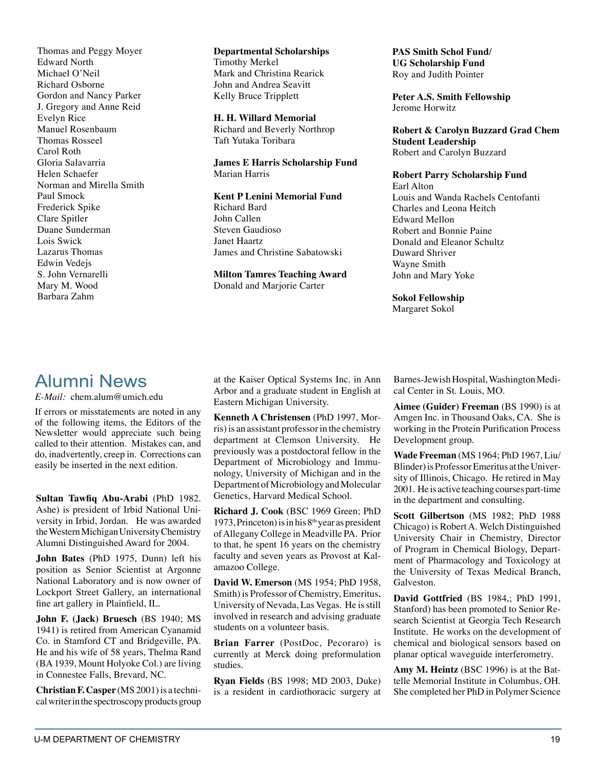Thomas and Peggy Moyer
Edward North
Michael O'Neil
Richard Osborne
Gordon and Nancy Parker
J. Gregory and Anne Reid
Evelyn Rice
Manuel Rosenbaum
Thomas Rosseel
Carol Roth
Gloria Salavarria
Helen Schaefer
Norman and Mirella Smith
Paul Smock
Frederick Spike
Clare Spitler
Duane Sunderman
Lois Swick
Lazarus Thomas
Edwin Vedejs
S. John Vernarelli
Mary M. Wood
Barbara Zahm

**Departmental Scholarships**
Timothy Merkel
Mark and Christina Rearick
John and Andrea Seavitt
Kelly Bruce Tripplett

**H. H. Willard Memorial**
Richard and Beverly Northrop
Taft Yutaka Toribara

**James E Harris Scholarship Fund**
Marian Harris

**Kent P Lenini Memorial Fund**
Richard Bard
John Callen
Steven Gaudioso
Janet Haartz
James and Christine Sabatowski

**Milton Tamres Teaching Award**
Donald and Marjorie Carter

**PAS Smith Schol Fund/ UG Scholarship Fund**
Roy and Judith Pointer

**Peter A.S. Smith Fellowship**
Jerome Horwitz

**Robert & Carolyn Buzzard Grad Chem Student Leadership**
Robert and Carolyn Buzzard

**Robert Parry Scholarship Fund**
Earl Alton
Louis and Wanda Rachels Centofanti
Charles and Leona Heitch
Edward Mellon
Robert and Bonnie Paine
Donald and Eleanor Schultz
Duward Shriver
Wayne Smith
John and Mary Yoke

**Sokol Fellowship**
Margaret Sokol

# Alumni News

*E-Mail:* chem.alum@umich.edu

If errors or misstatements are noted in any of the following items, the Editors of the Newsletter would appreciate such being called to their attention. Mistakes can, and do, inadvertently, creep in. Corrections can easily be inserted in the next edition.

**Sultan Tawfiq Abu-Arabi** (PhD 1982. Ashe) is president of Irbid National University in Irbid, Jordan. He was awarded the Western Michigan University Chemistry Alumni Distinguished Award for 2004.

**John Bates** (PhD 1975, Dunn) left his position as Senior Scientist at Argonne National Laboratory and is now owner of Lockport Street Gallery, an international fine art gallery in Plainfield, IL.

**John F. (Jack) Bruesch** (BS 1940; MS 1941) is retired from American Cyanamid Co. in Stamford CT and Bridgeville, PA. He and his wife of 58 years, Thelma Rand (BA 1939, Mount Holyoke Col.) are living in Connestee Falls, Brevard, NC.

**Christian F. Casper** (MS 2001) is a technical writer in the spectroscopy products group at the Kaiser Optical Systems Inc. in Ann Arbor and a graduate student in English at Eastern Michigan University.

**Kenneth A Christensen** (PhD 1997, Morris) is an assistant professor in the chemistry department at Clemson University. He previously was a postdoctoral fellow in the Department of Microbiology and Immunology, University of Michigan and in the Department of Microbiology and Molecular Genetics, Harvard Medical School.

**Richard J. Cook** (BSC 1969 Green; PhD 1973, Princeton) is in his 8th year as president of Allegany College in Meadville PA. Prior to that, he spent 16 years on the chemistry faculty and seven years as Provost at Kalamazoo College.

**David W. Emerson** (MS 1954; PhD 1958, Smith) is Professor of Chemistry, Emeritus, University of Nevada, Las Vegas. He is still involved in research and advising graduate students on a volunteer basis.

**Brian Farrer** (PostDoc, Pecoraro) is currently at Merck doing preformulation studies.

**Ryan Fields** (BS 1998; MD 2003, Duke) is a resident in cardiothoracic surgery at Barnes-Jewish Hospital, Washington Medical Center in St. Louis, MO.

**Aimee (Guider) Freeman** (BS 1990) is at Amgen Inc. in Thousand Oaks, CA. She is working in the Protein Purification Process Development group.

**Wade Freeman** (MS 1964; PhD 1967, Liu/Blinder) is Professor Emeritus at the University of Illinois, Chicago. He retired in May 2001. He is active teaching courses part-time in the department and consulting.

**Scott Gilbertson** (MS 1982; PhD 1988 Chicago) is Robert A. Welch Distinguished University Chair in Chemistry, Director of Program in Chemical Biology, Department of Pharmacology and Toxicology at the University of Texas Medical Branch, Galveston.

**David Gottfried** (BS 1984,; PhD 1991, Stanford) has been promoted to Senior Research Scientist at Georgia Tech Research Institute. He works on the development of chemical and biological sensors based on planar optical waveguide interferometry.

**Amy M. Heintz** (BSC 1996) is at the Battelle Memorial Institute in Columbus, OH. She completed her PhD in Polymer Science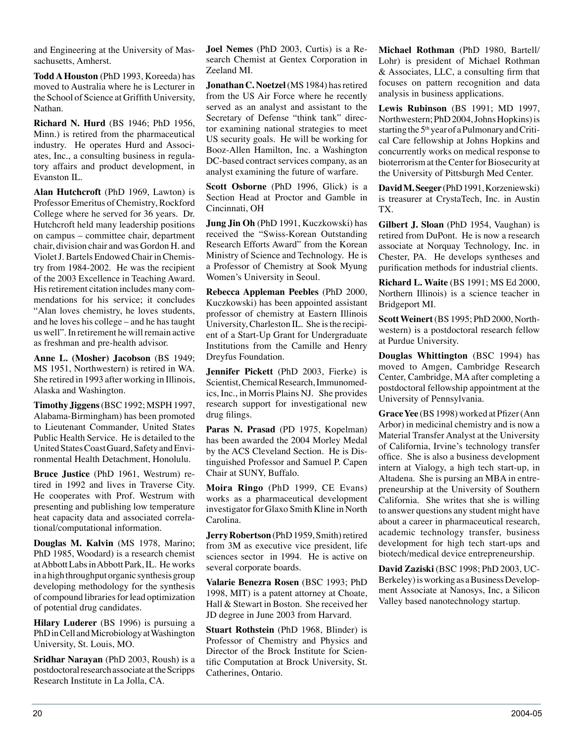and Engineering at the University of Massachusetts, Amherst.

**Todd A Houston** (PhD 1993, Koreeda) has moved to Australia where he is Lecturer in the School of Science at Griffith University, Nathan.

**Richard N. Hurd** (BS 1946; PhD 1956, Minn.) is retired from the pharmaceutical industry. He operates Hurd and Associates, Inc., a consulting business in regulatory affairs and product development, in Evanston IL.

**Alan Hutchcroft** (PhD 1969, Lawton) is Professor Emeritus of Chemistry, Rockford College where he served for 36 years. Dr. Hutchcroft held many leadership positions on campus – committee chair, department chair, division chair and was Gordon H. and Violet J. Bartels Endowed Chair in Chemistry from 1984-2002. He was the recipient of the 2003 Excellence in Teaching Award. His retirement citation includes many commendations for his service; it concludes "Alan loves chemistry, he loves students, and he loves his college – and he has taught us well". In retirement he will remain active as freshman and pre-health advisor.

**Anne L. (Mosher) Jacobson** (BS 1949; MS 1951, Northwestern) is retired in WA. She retired in 1993 after working in Illinois, Alaska and Washington.

**Timothy Jiggens** (BSC 1992; MSPH 1997, Alabama-Birmingham) has been promoted to Lieutenant Commander, United States Public Health Service. He is detailed to the United States Coast Guard, Safety and Environmental Health Detachment, Honolulu.

**Bruce Justice** (PhD 1961, Westrum) retired in 1992 and lives in Traverse City. He cooperates with Prof. Westrum with presenting and publishing low temperature heat capacity data and associated correlational/computational information.

**Douglas M. Kalvin** (MS 1978, Marino; PhD 1985, Woodard) is a research chemist at Abbott Labs in Abbott Park, IL. He works in a high throughput organic synthesis group developing methodology for the synthesis of compound libraries for lead optimization of potential drug candidates.

**Hilary Luderer** (BS 1996) is pursuing a PhD in Cell and Microbiology at Washington University, St. Louis, MO.

**Sridhar Narayan** (PhD 2003, Roush) is a postdoctoral research associate at the Scripps Research Institute in La Jolla, CA.

**Joel Nemes** (PhD 2003, Curtis) is a Research Chemist at Gentex Corporation in Zeeland MI.

**Jonathan C. Noetzel** (MS 1984) has retired from the US Air Force where he recently served as an analyst and assistant to the Secretary of Defense "think tank" director examining national strategies to meet US security goals. He will be working for Booz-Allen Hamilton, Inc. a Washington DC-based contract services company, as an analyst examining the future of warfare.

**Scott Osborne** (PhD 1996, Glick) is a Section Head at Proctor and Gamble in Cincinnati, OH

**Jung Jin Oh** (PhD 1991, Kuczkowski) has received the "Swiss-Korean Outstanding Research Efforts Award" from the Korean Ministry of Science and Technology. He is a Professor of Chemistry at Sook Myung Women's University in Seoul.

**Rebecca Appleman Peebles** (PhD 2000, Kuczkowski) has been appointed assistant professor of chemistry at Eastern Illinois University, Charleston IL. She is the recipient of a Start-Up Grant for Undergraduate Institutions from the Camille and Henry Dreyfus Foundation.

**Jennifer Pickett** (PhD 2003, Fierke) is Scientist, Chemical Research, Immunomedics, Inc., in Morris Plains NJ. She provides research support for investigational new drug filings.

**Paras N. Prasad** (PD 1975, Kopelman) has been awarded the 2004 Morley Medal by the ACS Cleveland Section. He is Distinguished Professor and Samuel P. Capen Chair at SUNY, Buffalo.

**Moira Ringo** (PhD 1999, CE Evans) works as a pharmaceutical development investigator for Glaxo Smith Kline in North Carolina.

**Jerry Robertson** (PhD 1959, Smith) retired from 3M as executive vice president, life sciences sector in 1994. He is active on several corporate boards.

**Valarie Benezra Rosen** (BSC 1993; PhD 1998, MIT) is a patent attorney at Choate, Hall & Stewart in Boston. She received her JD degree in June 2003 from Harvard.

**Stuart Rothstein** (PhD 1968, Blinder) is Professor of Chemistry and Physics and Director of the Brock Institute for Scientific Computation at Brock University, St. Catherines, Ontario.

**Michael Rothman** (PhD 1980, Bartell/Lohr) is president of Michael Rothman & Associates, LLC, a consulting firm that focuses on pattern recognition and data analysis in business applications.

**Lewis Rubinson** (BS 1991; MD 1997, Northwestern; PhD 2004, Johns Hopkins) is starting the 5th year of a Pulmonary and Critical Care fellowship at Johns Hopkins and concurrently works on medical response to bioterrorism at the Center for Biosecurity at the University of Pittsburgh Med Center.

**David M. Seeger** (PhD 1991, Korzeniewski) is treasurer at CrystaTech, Inc. in Austin TX.

**Gilbert J. Sloan** (PhD 1954, Vaughan) is retired from DuPont. He is now a research associate at Norquay Technology, Inc. in Chester, PA. He develops syntheses and purification methods for industrial clients.

**Richard L. Waite** (BS 1991; MS Ed 2000, Northern Illinois) is a science teacher in Bridgeport MI.

**Scott Weinert** (BS 1995; PhD 2000, Northwestern) is a postdoctoral research fellow at Purdue University.

**Douglas Whittington** (BSC 1994) has moved to Amgen, Cambridge Research Center, Cambridge, MA after completing a postdoctoral fellowship appointment at the University of Pennsylvania.

**Grace Yee** (BS 1998) worked at Pfizer (Ann Arbor) in medicinal chemistry and is now a Material Transfer Analyst at the University of California, Irvine's technology transfer office. She is also a business development intern at Vialogy, a high tech start-up, in Altadena. She is pursing an MBA in entrepreneurship at the University of Southern California. She writes that she is willing to answer questions any student might have about a career in pharmaceutical research, academic technology transfer, business development for high tech start-ups and biotech/medical device entrepreneurship.

**David Zaziski** (BSC 1998; PhD 2003, UC-Berkeley) is working as a Business Development Associate at Nanosys, Inc, a Silicon Valley based nanotechnology startup.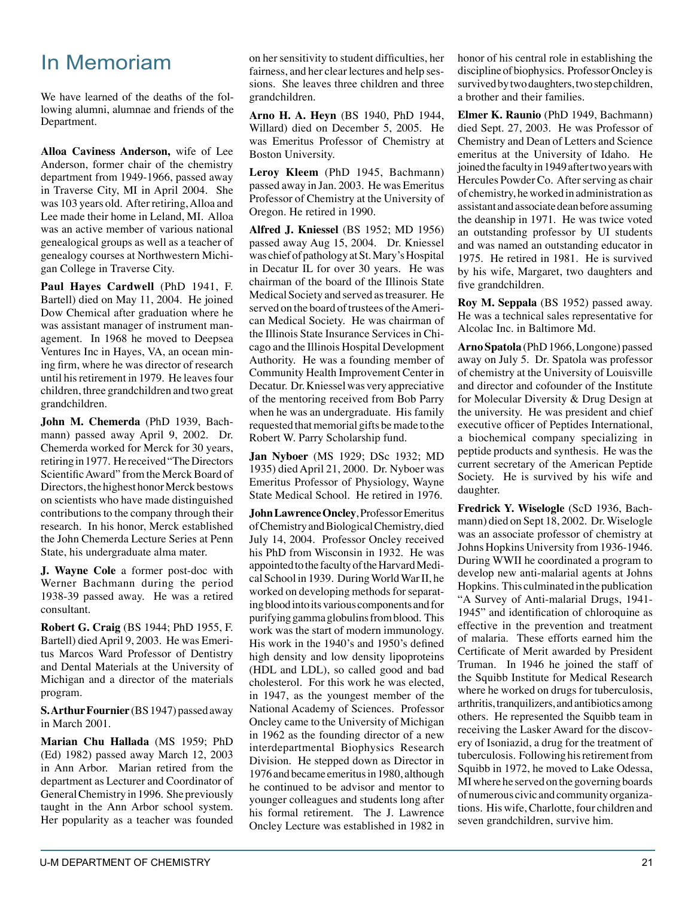# In Memoriam

We have learned of the deaths of the following alumni, alumnae and friends of the Department.

**Alloa Caviness Anderson,** wife of Lee Anderson, former chair of the chemistry department from 1949-1966, passed away in Traverse City, MI in April 2004. She was 103 years old. After retiring, Alloa and Lee made their home in Leland, MI. Alloa was an active member of various national genealogical groups as well as a teacher of genealogy courses at Northwestern Michigan College in Traverse City.

**Paul Hayes Cardwell** (PhD 1941, F. Bartell) died on May 11, 2004. He joined Dow Chemical after graduation where he was assistant manager of instrument management. In 1968 he moved to Deepsea Ventures Inc in Hayes, VA, an ocean mining firm, where he was director of research until his retirement in 1979. He leaves four children, three grandchildren and two great grandchildren.

**John M. Chemerda** (PhD 1939, Bachmann) passed away April 9, 2002. Dr. Chemerda worked for Merck for 30 years, retiring in 1977. He received "The Directors Scientific Award" from the Merck Board of Directors, the highest honor Merck bestows on scientists who have made distinguished contributions to the company through their research. In his honor, Merck established the John Chemerda Lecture Series at Penn State, his undergraduate alma mater.

**J. Wayne Cole** a former post-doc with Werner Bachmann during the period 1938-39 passed away. He was a retired consultant.

**Robert G. Craig** (BS 1944; PhD 1955, F. Bartell) died April 9, 2003. He was Emeritus Marcos Ward Professor of Dentistry and Dental Materials at the University of Michigan and a director of the materials program.

**S. Arthur Fournier** (BS 1947) passed away in March 2001.

**Marian Chu Hallada** (MS 1959; PhD (Ed) 1982) passed away March 12, 2003 in Ann Arbor. Marian retired from the department as Lecturer and Coordinator of General Chemistry in 1996. She previously taught in the Ann Arbor school system. Her popularity as a teacher was founded on her sensitivity to student difficulties, her fairness, and her clear lectures and help sessions. She leaves three children and three grandchildren.

**Arno H. A. Heyn** (BS 1940, PhD 1944, Willard) died on December 5, 2005. He was Emeritus Professor of Chemistry at Boston University.

**Leroy Kleem** (PhD 1945, Bachmann) passed away in Jan. 2003. He was Emeritus Professor of Chemistry at the University of Oregon. He retired in 1990.

**Alfred J. Kniessel** (BS 1952; MD 1956) passed away Aug 15, 2004. Dr. Kniessel was chief of pathology at St. Mary's Hospital in Decatur IL for over 30 years. He was chairman of the board of the Illinois State Medical Society and served as treasurer. He served on the board of trustees of the American Medical Society. He was chairman of the Illinois State Insurance Services in Chicago and the Illinois Hospital Development Authority. He was a founding member of Community Health Improvement Center in Decatur. Dr. Kniessel was very appreciative of the mentoring received from Bob Parry when he was an undergraduate. His family requested that memorial gifts be made to the Robert W. Parry Scholarship fund.

**Jan Nyboer** (MS 1929; DSc 1932; MD 1935) died April 21, 2000. Dr. Nyboer was Emeritus Professor of Physiology, Wayne State Medical School. He retired in 1976.

**John Lawrence Oncley**, Professor Emeritus of Chemistry and Biological Chemistry, died July 14, 2004. Professor Oncley received his PhD from Wisconsin in 1932. He was appointed to the faculty of the Harvard Medical School in 1939. During World War II, he worked on developing methods for separating blood into its various components and for purifying gamma globulins from blood. This work was the start of modern immunology. His work in the 1940's and 1950's defined high density and low density lipoproteins (HDL and LDL), so called good and bad cholesterol. For this work he was elected, in 1947, as the youngest member of the National Academy of Sciences. Professor Oncley came to the University of Michigan in 1962 as the founding director of a new interdepartmental Biophysics Research Division. He stepped down as Director in 1976 and became emeritus in 1980, although he continued to be advisor and mentor to younger colleagues and students long after his formal retirement. The J. Lawrence Oncley Lecture was established in 1982 in honor of his central role in establishing the discipline of biophysics. Professor Oncley is survived by two daughters, two step children, a brother and their families.

**Elmer K. Raunio** (PhD 1949, Bachmann) died Sept. 27, 2003. He was Professor of Chemistry and Dean of Letters and Science emeritus at the University of Idaho. He joined the faculty in 1949 after two years with Hercules Powder Co. After serving as chair of chemistry, he worked in administration as assistant and associate dean before assuming the deanship in 1971. He was twice voted an outstanding professor by UI students and was named an outstanding educator in 1975. He retired in 1981. He is survived by his wife, Margaret, two daughters and five grandchildren.

**Roy M. Seppala** (BS 1952) passed away. He was a technical sales representative for Alcolac Inc. in Baltimore Md.

**Arno Spatola** (PhD 1966, Longone) passed away on July 5. Dr. Spatola was professor of chemistry at the University of Louisville and director and cofounder of the Institute for Molecular Diversity & Drug Design at the university. He was president and chief executive officer of Peptides International, a biochemical company specializing in peptide products and synthesis. He was the current secretary of the American Peptide Society. He is survived by his wife and daughter.

**Fredrick Y. Wiselogle** (ScD 1936, Bachmann) died on Sept 18, 2002. Dr. Wiselogle was an associate professor of chemistry at Johns Hopkins University from 1936-1946. During WWII he coordinated a program to develop new anti-malarial agents at Johns Hopkins. This culminated in the publication "A Survey of Anti-malarial Drugs, 1941-1945" and identification of chloroquine as effective in the prevention and treatment of malaria. These efforts earned him the Certificate of Merit awarded by President Truman. In 1946 he joined the staff of the Squibb Institute for Medical Research where he worked on drugs for tuberculosis, arthritis, tranquilizers, and antibiotics among others. He represented the Squibb team in receiving the Lasker Award for the discovery of Isoniazid, a drug for the treatment of tuberculosis. Following his retirement from Squibb in 1972, he moved to Lake Odessa, MI where he served on the governing boards of numerous civic and community organizations. His wife, Charlotte, four children and seven grandchildren, survive him.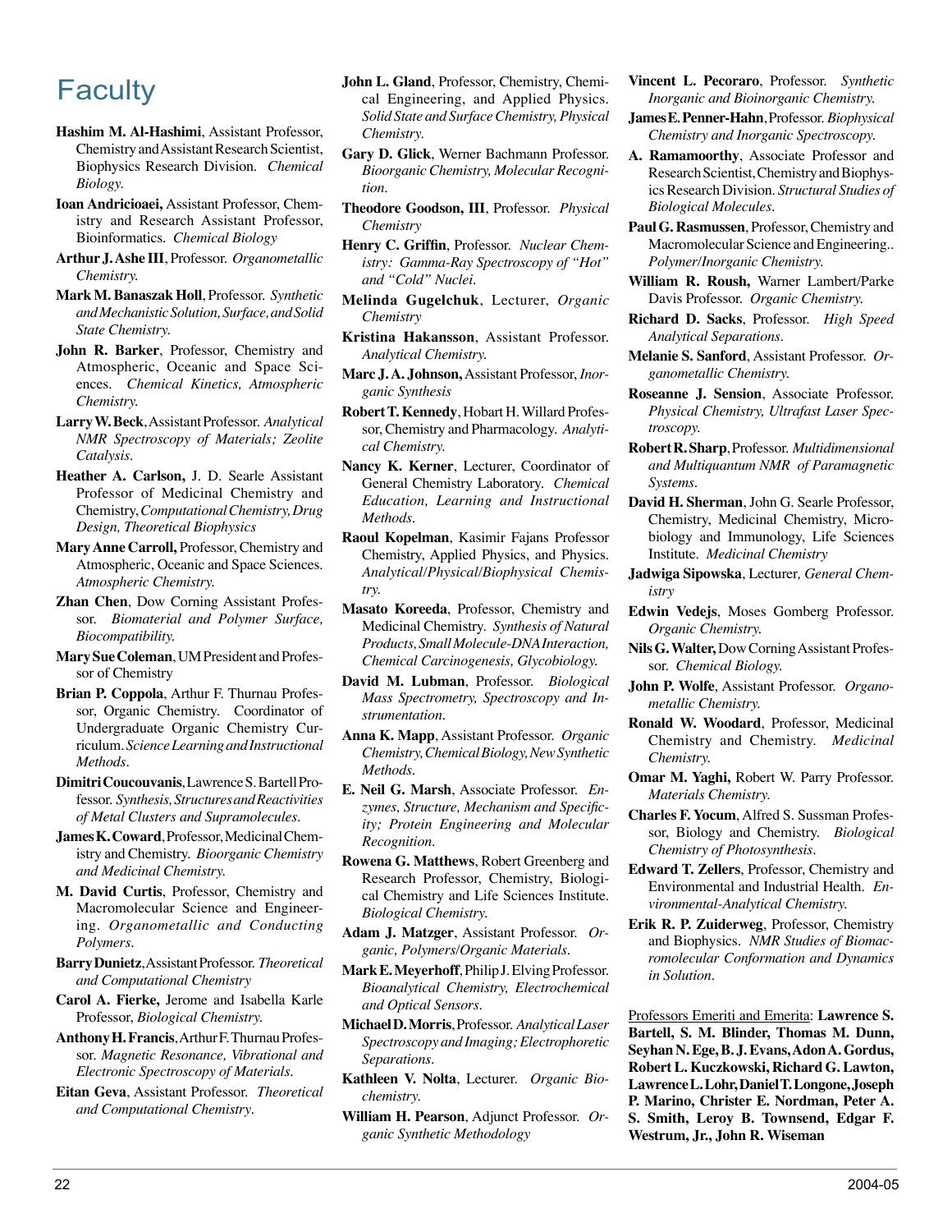# Faculty

**Hashim M. Al-Hashimi**, Assistant Professor, Chemistry and Assistant Research Scientist, Biophysics Research Division. *Chemical Biology.*

**Ioan Andricioaei,** Assistant Professor, Chemistry and Research Assistant Professor, Bioinformatics. *Chemical Biology*

**Arthur J. Ashe III**, Professor. *Organometallic Chemistry.*

**Mark M. Banaszak Holl**, Professor. *Synthetic and Mechanistic Solution, Surface, and Solid State Chemistry.*

**John R. Barker**, Professor, Chemistry and Atmospheric, Oceanic and Space Sciences. *Chemical Kinetics, Atmospheric Chemistry.*

**Larry W. Beck**, Assistant Professor. *Analytical NMR Spectroscopy of Materials; Zeolite Catalysis.*

**Heather A. Carlson,** J. D. Searle Assistant Professor of Medicinal Chemistry and Chemistry, *Computational Chemistry, Drug Design, Theoretical Biophysics*

**Mary Anne Carroll,** Professor, Chemistry and Atmospheric, Oceanic and Space Sciences. *Atmospheric Chemistry.*

**Zhan Chen**, Dow Corning Assistant Professor. *Biomaterial and Polymer Surface, Biocompatibility.*

**Mary Sue Coleman**, UM President and Professor of Chemistry

**Brian P. Coppola**, Arthur F. Thurnau Professor, Organic Chemistry. Coordinator of Undergraduate Organic Chemistry Curriculum. *Science Learning and Instructional Methods.*

**Dimitri Coucouvanis**, Lawrence S. Bartell Professor. *Synthesis, Structures and Reactivities of Metal Clusters and Supramolecules.*

**James K. Coward**, Professor, Medicinal Chemistry and Chemistry. *Bioorganic Chemistry and Medicinal Chemistry.*

**M. David Curtis**, Professor, Chemistry and Macromolecular Science and Engineering. *Organometallic and Conducting Polymers.*

**Barry Dunietz**, Assistant Professor. *Theoretical and Computational Chemistry*

**Carol A. Fierke,** Jerome and Isabella Karle Professor, *Biological Chemistry.*

**Anthony H. Francis**, Arthur F. Thurnau Professor. *Magnetic Resonance, Vibrational and Electronic Spectroscopy of Materials.*

**Eitan Geva**, Assistant Professor. *Theoretical and Computational Chemistry.*

**John L. Gland**, Professor, Chemistry, Chemical Engineering, and Applied Physics. *Solid State and Surface Chemistry, Physical Chemistry.*

**Gary D. Glick**, Werner Bachmann Professor. *Bioorganic Chemistry, Molecular Recognition.*

**Theodore Goodson, III**, Professor. *Physical Chemistry*

**Henry C. Griffin**, Professor. *Nuclear Chemistry: Gamma-Ray Spectroscopy of "Hot" and "Cold" Nuclei.*

**Melinda Gugelchuk**, Lecturer, *Organic Chemistry*

**Kristina Hakansson**, Assistant Professor. *Analytical Chemistry.*

**Marc J. A. Johnson,** Assistant Professor, *Inorganic Synthesis*

**Robert T. Kennedy**, Hobart H. Willard Professor, Chemistry and Pharmacology. *Analytical Chemistry.*

**Nancy K. Kerner**, Lecturer, Coordinator of General Chemistry Laboratory. *Chemical Education, Learning and Instructional Methods.*

**Raoul Kopelman**, Kasimir Fajans Professor Chemistry, Applied Physics, and Physics. *Analytical/Physical/Biophysical Chemistry.*

**Masato Koreeda**, Professor, Chemistry and Medicinal Chemistry. *Synthesis of Natural Products, Small Molecule-DNA Interaction, Chemical Carcinogenesis, Glycobiology.*

**David M. Lubman**, Professor. *Biological Mass Spectrometry, Spectroscopy and Instrumentation.*

**Anna K. Mapp**, Assistant Professor. *Organic Chemistry, Chemical Biology, New Synthetic Methods.*

**E. Neil G. Marsh**, Associate Professor. *Enzymes, Structure, Mechanism and Specificity; Protein Engineering and Molecular Recognition.*

**Rowena G. Matthews**, Robert Greenberg and Research Professor, Chemistry, Biological Chemistry and Life Sciences Institute. *Biological Chemistry.*

**Adam J. Matzger**, Assistant Professor. *Organic, Polymers/Organic Materials.*

**Mark E. Meyerhoff**, Philip J. Elving Professor. *Bioanalytical Chemistry, Electrochemical and Optical Sensors.*

**Michael D. Morris**, Professor. *Analytical Laser Spectroscopy and Imaging; Electrophoretic Separations.*

**Kathleen V. Nolta**, Lecturer. *Organic Biochemistry.*

**William H. Pearson**, Adjunct Professor. *Organic Synthetic Methodology*

**Vincent L. Pecoraro**, Professor. *Synthetic Inorganic and Bioinorganic Chemistry.*

**James E. Penner-Hahn**, Professor. *Biophysical Chemistry and Inorganic Spectroscopy.*

**A. Ramamoorthy**, Associate Professor and Research Scientist, Chemistry and Biophysics Research Division. *Structural Studies of Biological Molecules.*

**Paul G. Rasmussen**, Professor, Chemistry and Macromolecular Science and Engineering.. *Polymer/Inorganic Chemistry.*

**William R. Roush,** Warner Lambert/Parke Davis Professor. *Organic Chemistry.*

**Richard D. Sacks**, Professor. *High Speed Analytical Separations.*

**Melanie S. Sanford**, Assistant Professor. *Organometallic Chemistry.*

**Roseanne J. Sension**, Associate Professor. *Physical Chemistry, Ultrafast Laser Spectroscopy.*

**Robert R. Sharp**, Professor. *Multidimensional and Multiquantum NMR of Paramagnetic Systems.*

**David H. Sherman**, John G. Searle Professor, Chemistry, Medicinal Chemistry, Microbiology and Immunology, Life Sciences Institute. *Medicinal Chemistry*

**Jadwiga Sipowska**, Lecturer, *General Chemistry*

**Edwin Vedejs**, Moses Gomberg Professor. *Organic Chemistry.*

**Nils G. Walter,** Dow Corning Assistant Professor. *Chemical Biology.*

**John P. Wolfe**, Assistant Professor. *Organometallic Chemistry.*

**Ronald W. Woodard**, Professor, Medicinal Chemistry and Chemistry. *Medicinal Chemistry.*

**Omar M. Yaghi,** Robert W. Parry Professor. *Materials Chemistry.*

**Charles F. Yocum**, Alfred S. Sussman Professor, Biology and Chemistry. *Biological Chemistry of Photosynthesis.*

**Edward T. Zellers**, Professor, Chemistry and Environmental and Industrial Health. *Environmental-Analytical Chemistry.*

**Erik R. P. Zuiderweg**, Professor, Chemistry and Biophysics. *NMR Studies of Biomacromolecular Conformation and Dynamics in Solution.*

Professors Emeriti and Emerita: **Lawrence S. Bartell, S. M. Blinder, Thomas M. Dunn, Seyhan N. Ege, B. J. Evans, Adon A. Gordus, Robert L. Kuczkowski, Richard G. Lawton, Lawrence L. Lohr, Daniel T. Longone, Joseph P. Marino, Christer E. Nordman, Peter A. S. Smith, Leroy B. Townsend, Edgar F. Westrum, Jr., John R. Wiseman**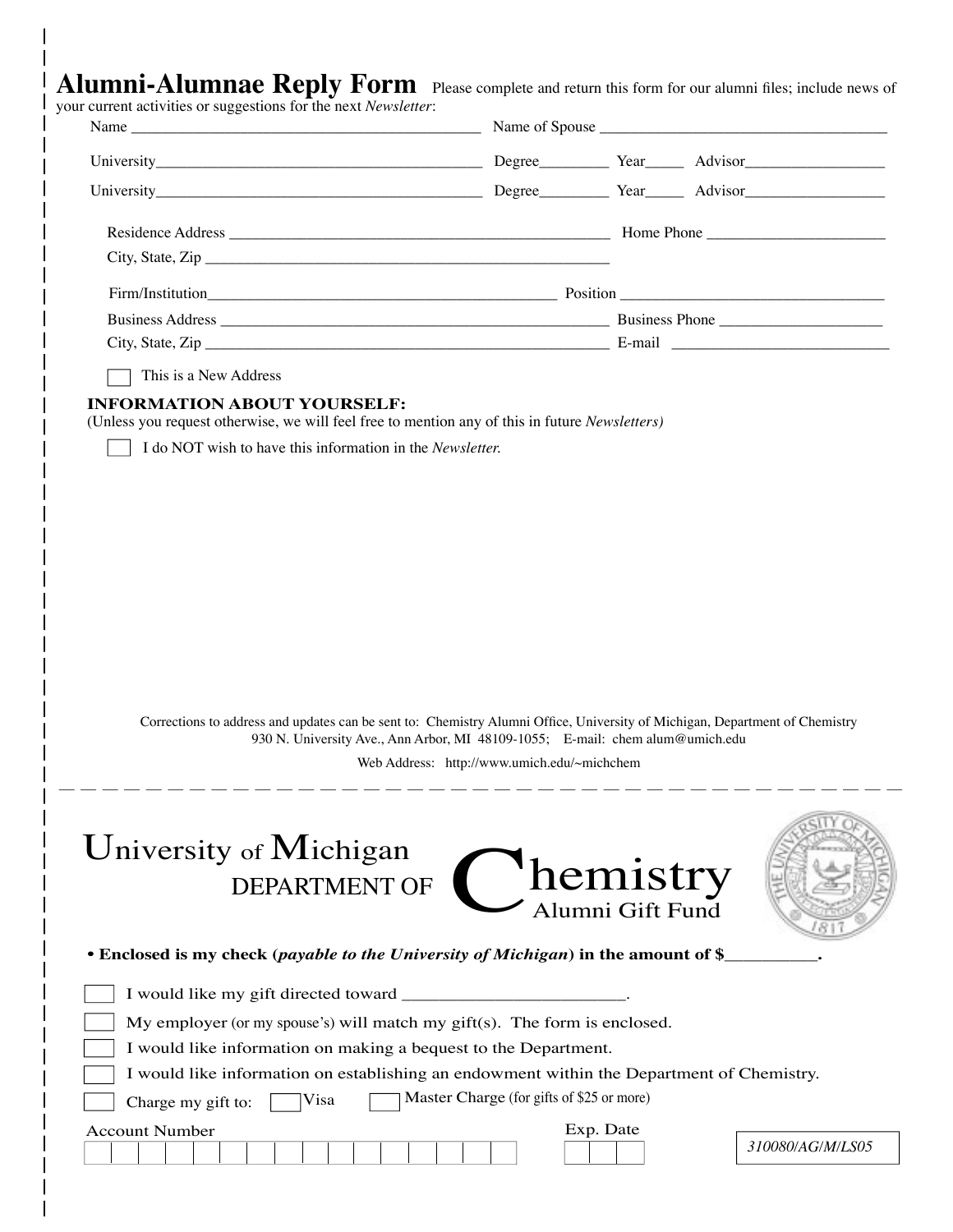# Alumni-Alumnae Reply Form

Please complete and return this form for our alumni files; include news of your current activities or suggestions for the next *Newsletter*:

Name ____________________________________________ Name of Spouse ____________________________________

University__________________________________________ Degree________ Year_____ Advisor_________________

University__________________________________________ Degree________ Year_____ Advisor_________________

Residence Address _______________________________________________ Home Phone ______________________

City, State, Zip ___________________________________________________

Firm/Institution____________________________________________ Position _________________________________

Business Address __________________________________________________ Business Phone ____________________

City, State, Zip ___________________________________________________ E-mail ___________________________

☐ This is a New Address

**INFORMATION ABOUT YOURSELF:**

(Unless you request otherwise, we will feel free to mention any of this in future *Newsletters)*

☐ I do NOT wish to have this information in the *Newsletter.*

Corrections to address and updates can be sent to: Chemistry Alumni Office, University of Michigan, Department of Chemistry 930 N. University Ave., Ann Arbor, MI 48109-1055; E-mail: chem alum@umich.edu

Web Address: http://www.umich.edu/~michchem

---

# University of Michigan DEPARTMENT OF Chemistry

## Alumni Gift Fund

- **Enclosed is my check (*payable to the University of Michigan*) in the amount of $__________.**

☐ I would like my gift directed toward ________________________.

☐ My employer (or my spouse's) will match my gift(s). The form is enclosed.

☐ I would like information on making a bequest to the Department.

☐ I would like information on establishing an endowment within the Department of Chemistry.

☐ Charge my gift to: ☐ Visa ☐ Master Charge (for gifts of $25 or more)

Account Number ☐☐☐☐☐☐☐☐☐☐☐☐☐☐☐☐ Exp. Date ☐☐☐

*310080/AG/M/LS05*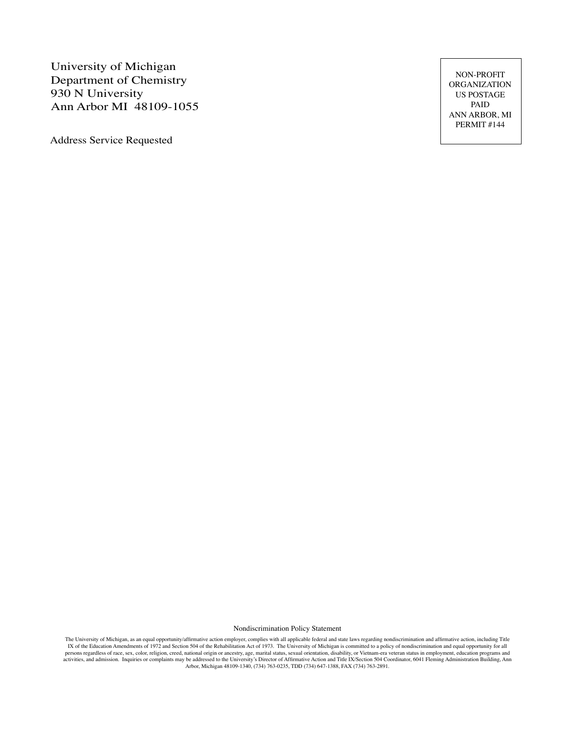University of Michigan
Department of Chemistry
930 N University
Ann Arbor MI 48109-1055

Address Service Requested

NON-PROFIT
ORGANIZATION
US POSTAGE
PAID
ANN ARBOR, MI
PERMIT #144

Nondiscrimination Policy Statement

The University of Michigan, as an equal opportunity/affirmative action employer, complies with all applicable federal and state laws regarding nondiscrimination and affirmative action, including Title IX of the Education Amendments of 1972 and Section 504 of the Rehabilitation Act of 1973. The University of Michigan is committed to a policy of nondiscrimination and equal opportunity for all persons regardless of race, sex, color, religion, creed, national origin or ancestry, age, marital status, sexual orientation, disability, or Vietnam-era veteran status in employment, education programs and activities, and admission. Inquiries or complaints may be addressed to the University's Director of Affirmative Action and Title IX/Section 504 Coordinator, 6041 Fleming Administration Building, Ann Arbor, Michigan 48109-1340, (734) 763-0235, TDD (734) 647-1388, FAX (734) 763-2891.